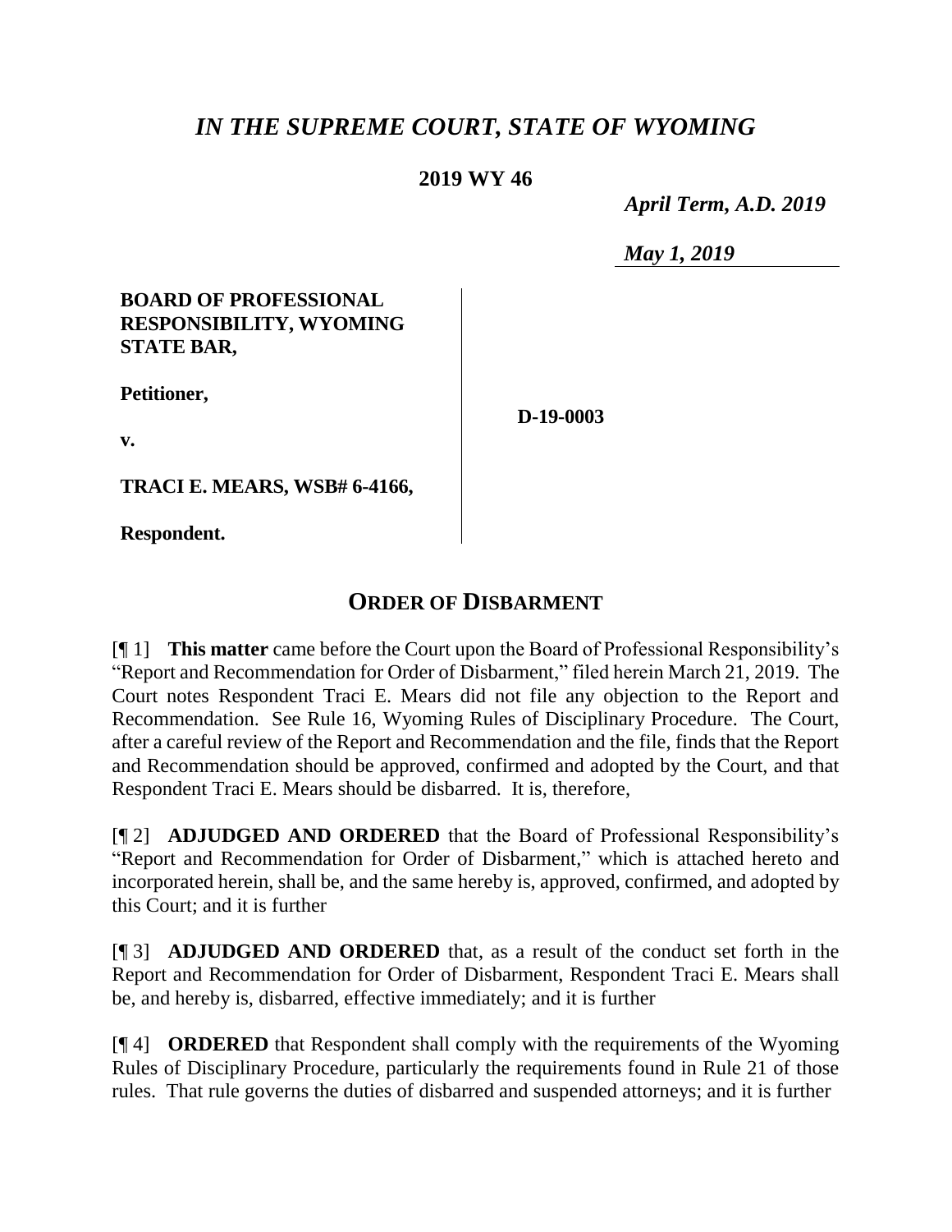# *IN THE SUPREME COURT, STATE OF WYOMING*

**2019 WY 46**

*April Term, A.D. 2019*

*May 1, 2019*

**BOARD OF PROFESSIONAL RESPONSIBILITY, WYOMING STATE BAR,**

**Petitioner,**

**v.**

**TRACI E. MEARS, WSB# 6-4166,**

**Respondent.**

**D-19-0003**

## ORDER OF DISBARMENT

[¶ 1] **This matter** came before the Court upon the Board of Professional Responsibility's "Report and Recommendation for Order of Disbarment," filed herein March 21, 2019. The Court notes Respondent Traci E. Mears did not file any objection to the Report and Recommendation. See Rule 16, Wyoming Rules of Disciplinary Procedure. The Court, after a careful review of the Report and Recommendation and the file, finds that the Report and Recommendation should be approved, confirmed and adopted by the Court, and that Respondent Traci E. Mears should be disbarred. It is, therefore,

[¶ 2] **ADJUDGED AND ORDERED** that the Board of Professional Responsibility's "Report and Recommendation for Order of Disbarment," which is attached hereto and incorporated herein, shall be, and the same hereby is, approved, confirmed, and adopted by this Court; and it is further

[¶ 3] **ADJUDGED AND ORDERED** that, as a result of the conduct set forth in the Report and Recommendation for Order of Disbarment, Respondent Traci E. Mears shall be, and hereby is, disbarred, effective immediately; and it is further

[¶ 4] **ORDERED** that Respondent shall comply with the requirements of the Wyoming Rules of Disciplinary Procedure, particularly the requirements found in Rule 21 of those rules. That rule governs the duties of disbarred and suspended attorneys; and it is further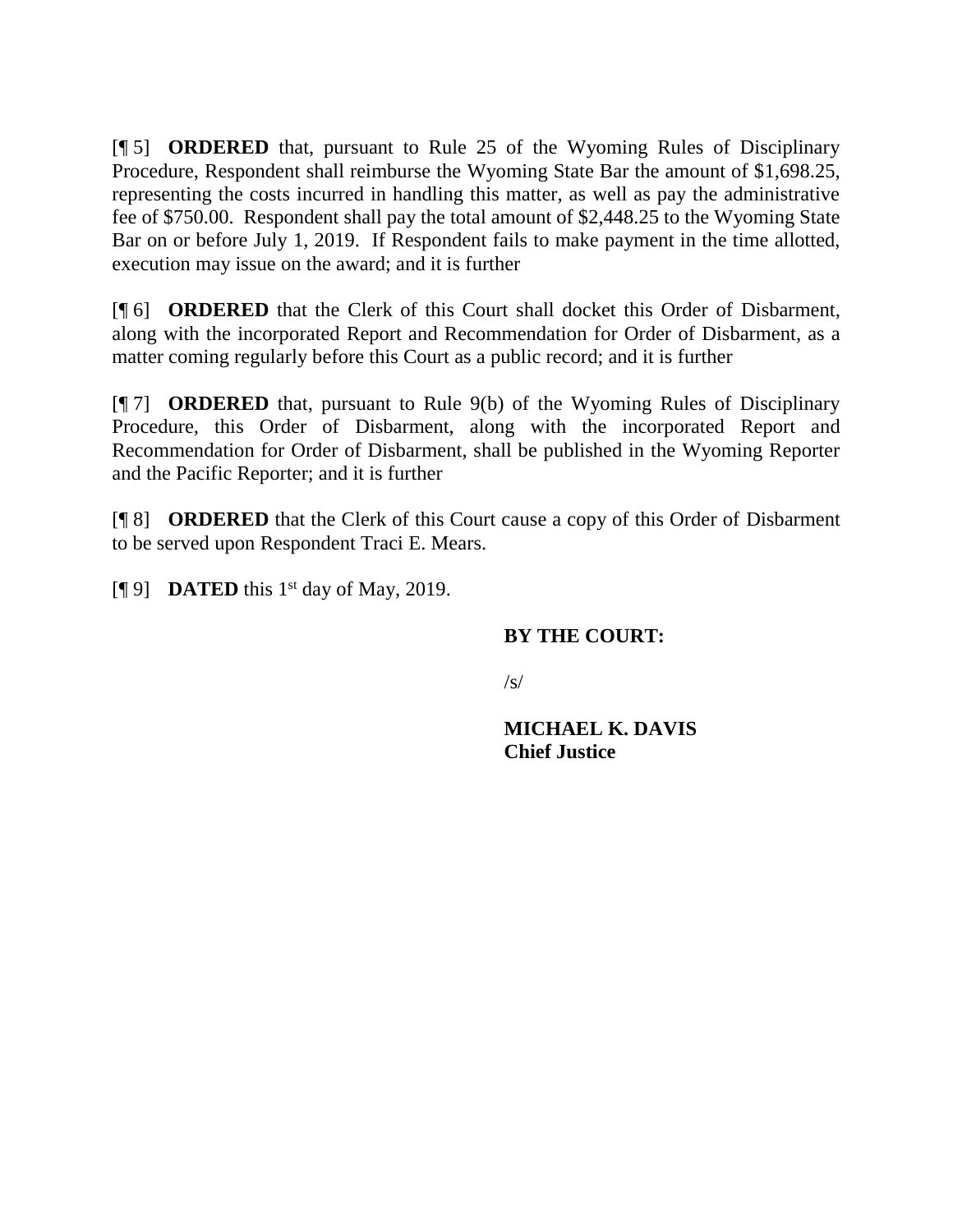[¶ 5] **ORDERED** that, pursuant to Rule 25 of the Wyoming Rules of Disciplinary Procedure, Respondent shall reimburse the Wyoming State Bar the amount of $1,698.25, representing the costs incurred in handling this matter, as well as pay the administrative fee of $750.00. Respondent shall pay the total amount of $2,448.25 to the Wyoming State Bar on or before July 1, 2019. If Respondent fails to make payment in the time allotted, execution may issue on the award; and it is further

[¶ 6] **ORDERED** that the Clerk of this Court shall docket this Order of Disbarment, along with the incorporated Report and Recommendation for Order of Disbarment, as a matter coming regularly before this Court as a public record; and it is further

[¶ 7] **ORDERED** that, pursuant to Rule 9(b) of the Wyoming Rules of Disciplinary Procedure, this Order of Disbarment, along with the incorporated Report and Recommendation for Order of Disbarment, shall be published in the Wyoming Reporter and the Pacific Reporter; and it is further

[¶ 8] **ORDERED** that the Clerk of this Court cause a copy of this Order of Disbarment to be served upon Respondent Traci E. Mears.

[¶ 9] **DATED** this 1st day of May, 2019.

**BY THE COURT:**

/s/

**MICHAEL K. DAVIS**
**Chief Justice**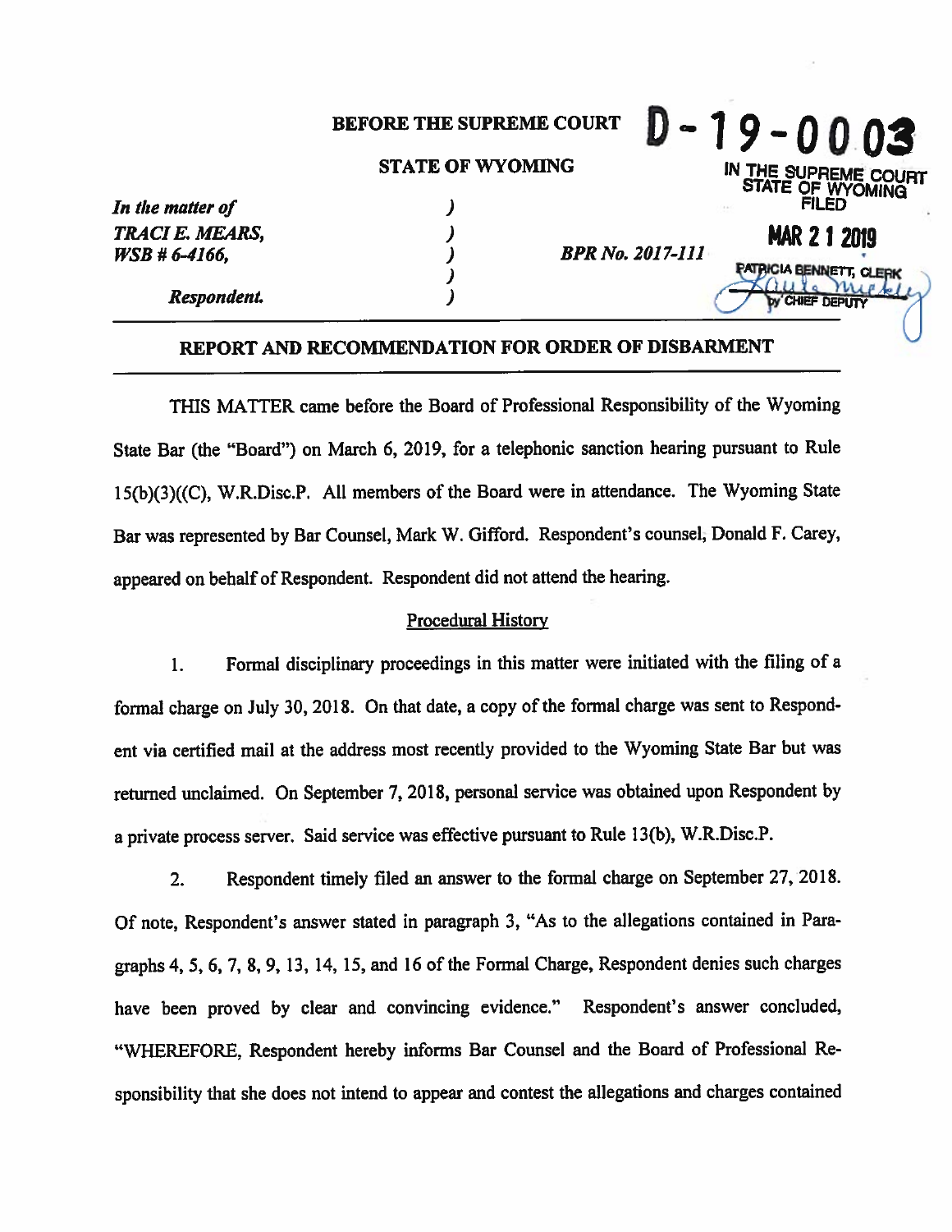BEFORE THE SUPREME COURT

**D - 19 - 0003**

STATE OF WYOMING

IN THE SUPREME COURT
STATE OF WYOMING
FILED

**MAR 21 2019**

PATRICIA BENNETT, CLERK
by CHIEF DEPUTY

| | | |
|---|---|---|
| *In the matter of* | ) | |
| *TRACI E. MEARS,* | ) | |
| *WSB # 6-4166,* | ) | *BPR No. 2017-111* |
| | ) | |
| *Respondent.* | ) | |

## REPORT AND RECOMMENDATION FOR ORDER OF DISBARMENT

THIS MATTER came before the Board of Professional Responsibility of the Wyoming State Bar (the "Board") on March 6, 2019, for a telephonic sanction hearing pursuant to Rule 15(b)(3)((C), W.R.Disc.P. All members of the Board were in attendance. The Wyoming State Bar was represented by Bar Counsel, Mark W. Gifford. Respondent's counsel, Donald F. Carey, appeared on behalf of Respondent. Respondent did not attend the hearing.

### Procedural History

1. Formal disciplinary proceedings in this matter were initiated with the filing of a formal charge on July 30, 2018. On that date, a copy of the formal charge was sent to Respondent via certified mail at the address most recently provided to the Wyoming State Bar but was returned unclaimed. On September 7, 2018, personal service was obtained upon Respondent by a private process server. Said service was effective pursuant to Rule 13(b), W.R.Disc.P.

2. Respondent timely filed an answer to the formal charge on September 27, 2018. Of note, Respondent's answer stated in paragraph 3, "As to the allegations contained in Paragraphs 4, 5, 6, 7, 8, 9, 13, 14, 15, and 16 of the Formal Charge, Respondent denies such charges have been proved by clear and convincing evidence." Respondent's answer concluded, "WHEREFORE, Respondent hereby informs Bar Counsel and the Board of Professional Responsibility that she does not intend to appear and contest the allegations and charges contained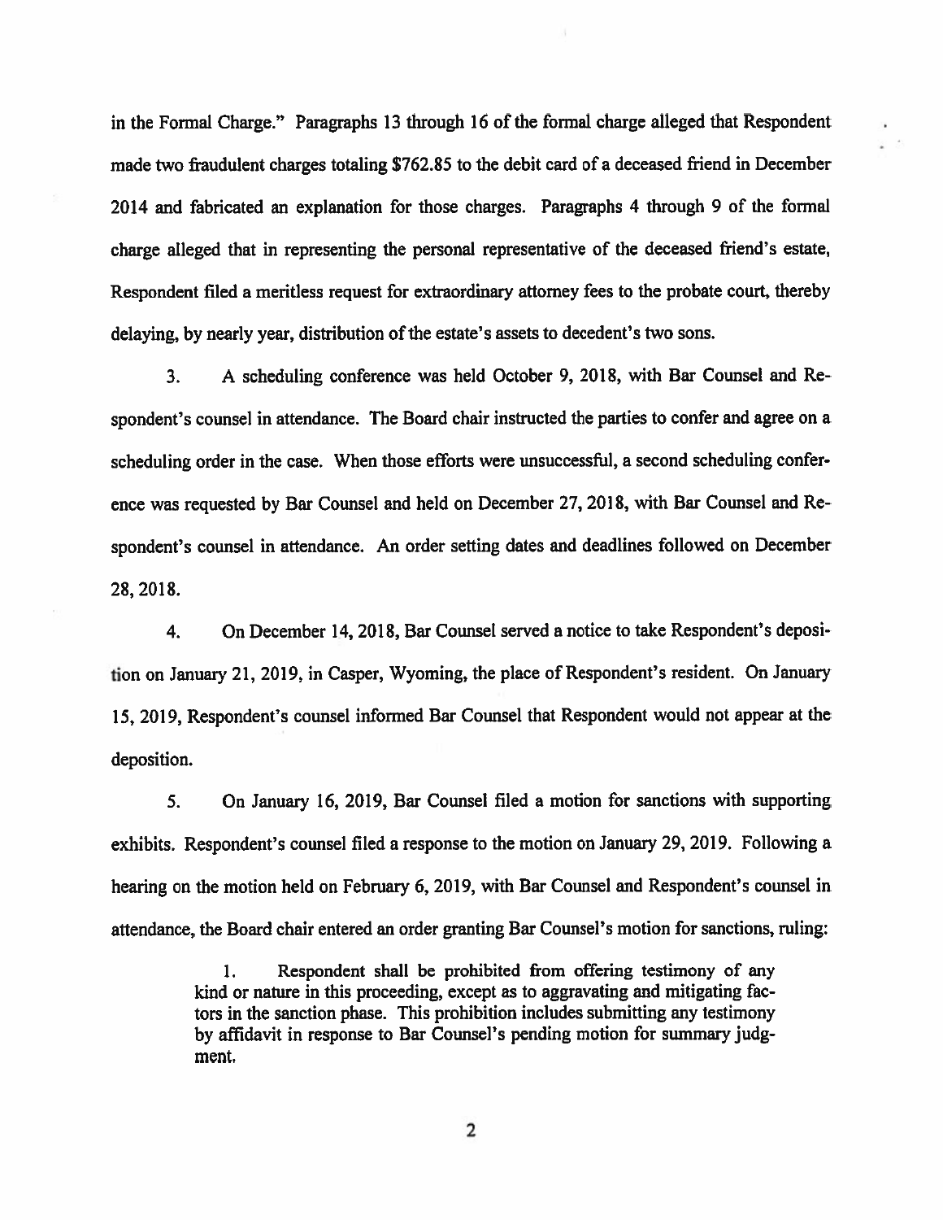in the Formal Charge." Paragraphs 13 through 16 of the formal charge alleged that Respondent made two fraudulent charges totaling $762.85 to the debit card of a deceased friend in December 2014 and fabricated an explanation for those charges. Paragraphs 4 through 9 of the formal charge alleged that in representing the personal representative of the deceased friend's estate, Respondent filed a meritless request for extraordinary attorney fees to the probate court, thereby delaying, by nearly year, distribution of the estate's assets to decedent's two sons.

3. A scheduling conference was held October 9, 2018, with Bar Counsel and Respondent's counsel in attendance. The Board chair instructed the parties to confer and agree on a scheduling order in the case. When those efforts were unsuccessful, a second scheduling conference was requested by Bar Counsel and held on December 27, 2018, with Bar Counsel and Respondent's counsel in attendance. An order setting dates and deadlines followed on December 28, 2018.

4. On December 14, 2018, Bar Counsel served a notice to take Respondent's deposition on January 21, 2019, in Casper, Wyoming, the place of Respondent's resident. On January 15, 2019, Respondent's counsel informed Bar Counsel that Respondent would not appear at the deposition.

5. On January 16, 2019, Bar Counsel filed a motion for sanctions with supporting exhibits. Respondent's counsel filed a response to the motion on January 29, 2019. Following a hearing on the motion held on February 6, 2019, with Bar Counsel and Respondent's counsel in attendance, the Board chair entered an order granting Bar Counsel's motion for sanctions, ruling:

> 1. Respondent shall be prohibited from offering testimony of any kind or nature in this proceeding, except as to aggravating and mitigating factors in the sanction phase. This prohibition includes submitting any testimony by affidavit in response to Bar Counsel's pending motion for summary judgment.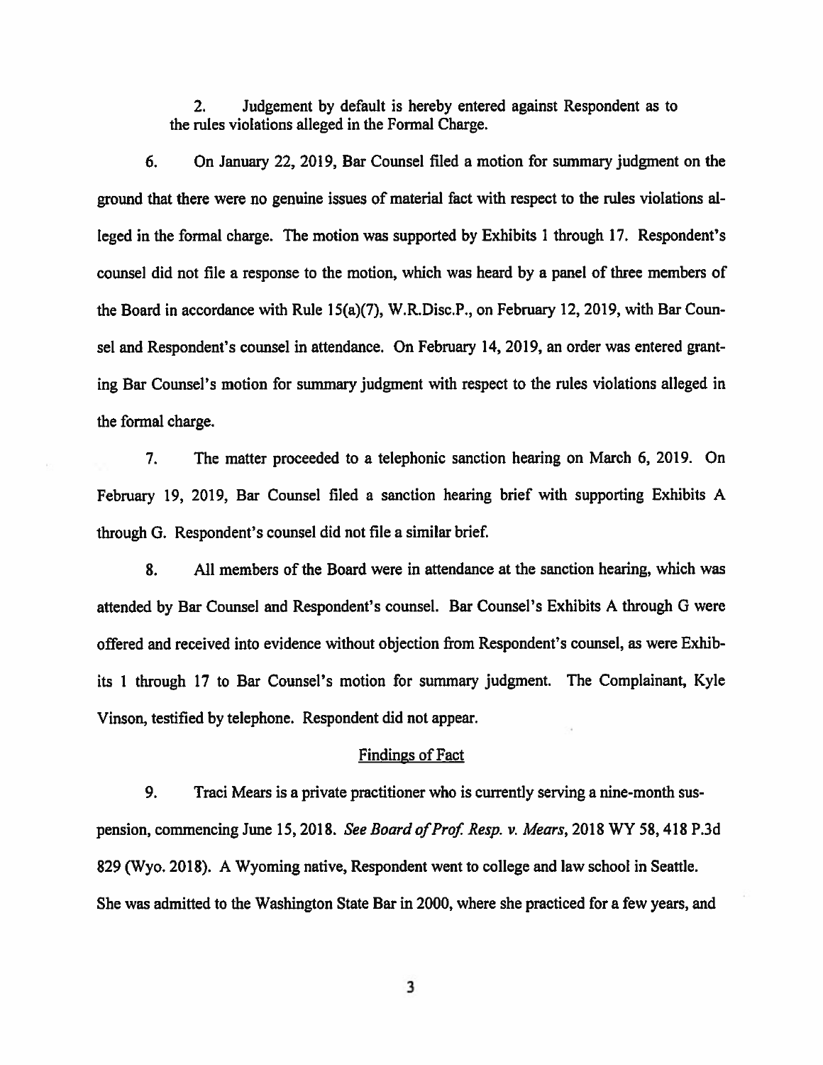2. Judgement by default is hereby entered against Respondent as to the rules violations alleged in the Formal Charge.

6. On January 22, 2019, Bar Counsel filed a motion for summary judgment on the ground that there were no genuine issues of material fact with respect to the rules violations alleged in the formal charge. The motion was supported by Exhibits 1 through 17. Respondent's counsel did not file a response to the motion, which was heard by a panel of three members of the Board in accordance with Rule 15(a)(7), W.R.Disc.P., on February 12, 2019, with Bar Counsel and Respondent's counsel in attendance. On February 14, 2019, an order was entered granting Bar Counsel's motion for summary judgment with respect to the rules violations alleged in the formal charge.

7. The matter proceeded to a telephonic sanction hearing on March 6, 2019. On February 19, 2019, Bar Counsel filed a sanction hearing brief with supporting Exhibits A through G. Respondent's counsel did not file a similar brief.

8. All members of the Board were in attendance at the sanction hearing, which was attended by Bar Counsel and Respondent's counsel. Bar Counsel's Exhibits A through G were offered and received into evidence without objection from Respondent's counsel, as were Exhibits 1 through 17 to Bar Counsel's motion for summary judgment. The Complainant, Kyle Vinson, testified by telephone. Respondent did not appear.

## Findings of Fact

9. Traci Mears is a private practitioner who is currently serving a nine-month suspension, commencing June 15, 2018. *See Board of Prof. Resp. v. Mears*, 2018 WY 58, 418 P.3d 829 (Wyo. 2018). A Wyoming native, Respondent went to college and law school in Seattle. She was admitted to the Washington State Bar in 2000, where she practiced for a few years, and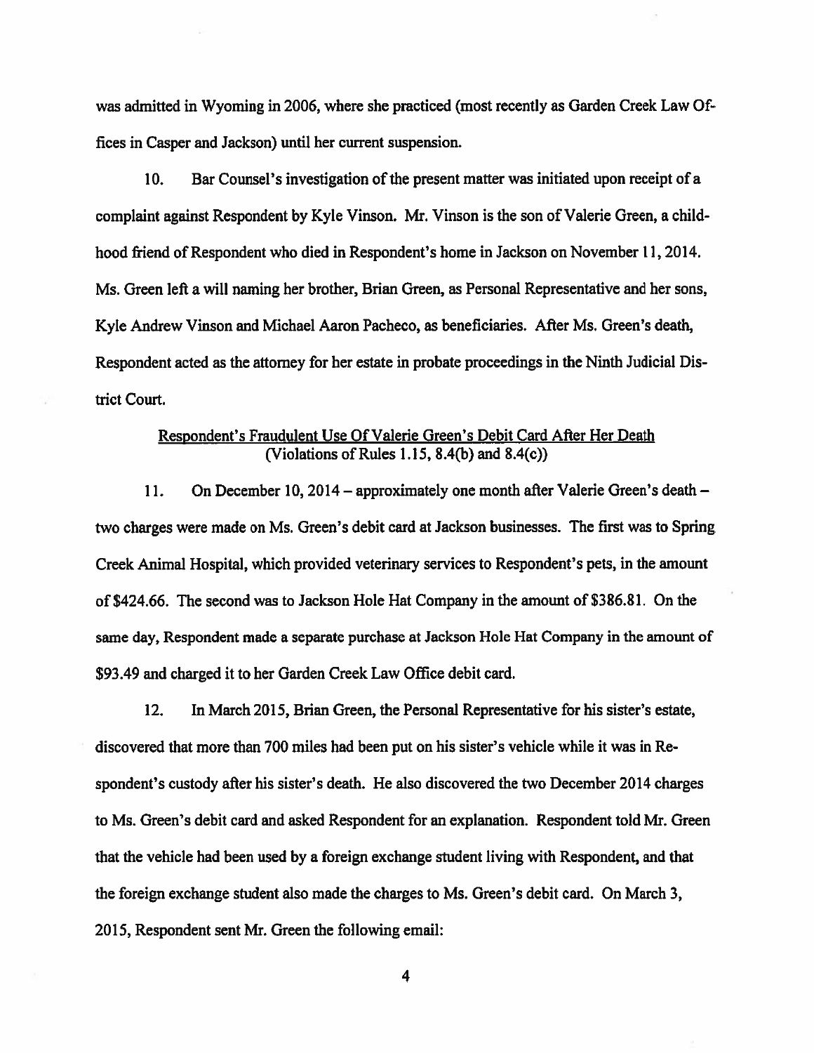was admitted in Wyoming in 2006, where she practiced (most recently as Garden Creek Law Offices in Casper and Jackson) until her current suspension.

10. Bar Counsel's investigation of the present matter was initiated upon receipt of a complaint against Respondent by Kyle Vinson. Mr. Vinson is the son of Valerie Green, a childhood friend of Respondent who died in Respondent's home in Jackson on November 11, 2014. Ms. Green left a will naming her brother, Brian Green, as Personal Representative and her sons, Kyle Andrew Vinson and Michael Aaron Pacheco, as beneficiaries. After Ms. Green's death, Respondent acted as the attorney for her estate in probate proceedings in the Ninth Judicial District Court.

<u>Respondent's Fraudulent Use Of Valerie Green's Debit Card After Her Death</u>
(Violations of Rules 1.15, 8.4(b) and 8.4(c))

11. On December 10, 2014 – approximately one month after Valerie Green's death – two charges were made on Ms. Green's debit card at Jackson businesses. The first was to Spring Creek Animal Hospital, which provided veterinary services to Respondent's pets, in the amount of $424.66. The second was to Jackson Hole Hat Company in the amount of $386.81. On the same day, Respondent made a separate purchase at Jackson Hole Hat Company in the amount of $93.49 and charged it to her Garden Creek Law Office debit card.

12. In March 2015, Brian Green, the Personal Representative for his sister's estate, discovered that more than 700 miles had been put on his sister's vehicle while it was in Respondent's custody after his sister's death. He also discovered the two December 2014 charges to Ms. Green's debit card and asked Respondent for an explanation. Respondent told Mr. Green that the vehicle had been used by a foreign exchange student living with Respondent, and that the foreign exchange student also made the charges to Ms. Green's debit card. On March 3, 2015, Respondent sent Mr. Green the following email: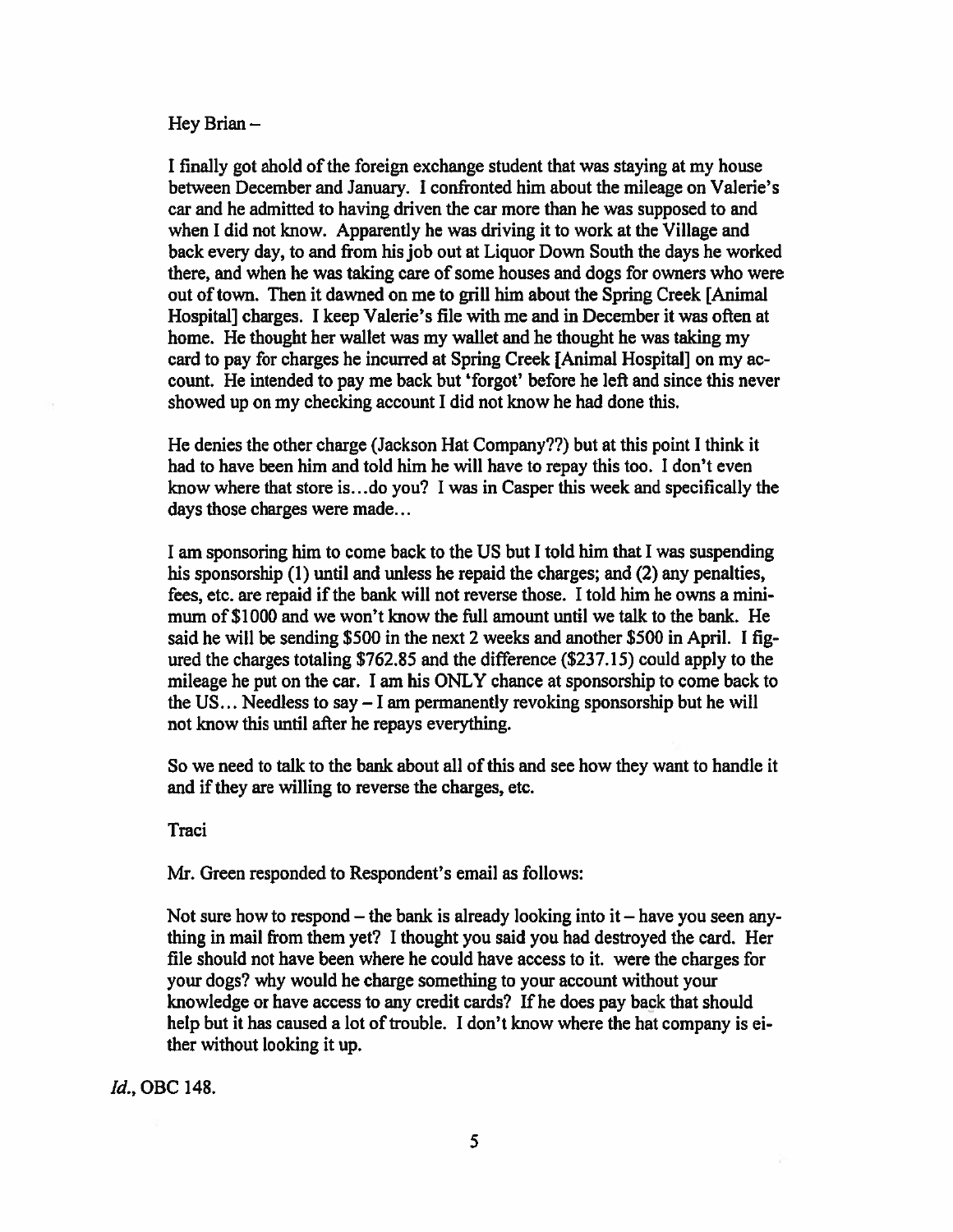Hey Brian –

I finally got ahold of the foreign exchange student that was staying at my house between December and January. I confronted him about the mileage on Valerie's car and he admitted to having driven the car more than he was supposed to and when I did not know. Apparently he was driving it to work at the Village and back every day, to and from his job out at Liquor Down South the days he worked there, and when he was taking care of some houses and dogs for owners who were out of town. Then it dawned on me to grill him about the Spring Creek [Animal Hospital] charges. I keep Valerie's file with me and in December it was often at home. He thought her wallet was my wallet and he thought he was taking my card to pay for charges he incurred at Spring Creek [Animal Hospital] on my account. He intended to pay me back but 'forgot' before he left and since this never showed up on my checking account I did not know he had done this.

He denies the other charge (Jackson Hat Company??) but at this point I think it had to have been him and told him he will have to repay this too. I don't even know where that store is…do you? I was in Casper this week and specifically the days those charges were made…

I am sponsoring him to come back to the US but I told him that I was suspending his sponsorship (1) until and unless he repaid the charges; and (2) any penalties, fees, etc. are repaid if the bank will not reverse those. I told him he owns a minimum of $1000 and we won't know the full amount until we talk to the bank. He said he will be sending $500 in the next 2 weeks and another $500 in April. I figured the charges totaling $762.85 and the difference ($237.15) could apply to the mileage he put on the car. I am his ONLY chance at sponsorship to come back to the US… Needless to say – I am permanently revoking sponsorship but he will not know this until after he repays everything.

So we need to talk to the bank about all of this and see how they want to handle it and if they are willing to reverse the charges, etc.

Traci

Mr. Green responded to Respondent's email as follows:

Not sure how to respond – the bank is already looking into it – have you seen anything in mail from them yet? I thought you said you had destroyed the card. Her file should not have been where he could have access to it. were the charges for your dogs? why would he charge something to your account without your knowledge or have access to any credit cards? If he does pay back that should help but it has caused a lot of trouble. I don't know where the hat company is either without looking it up.

*Id.*, OBC 148.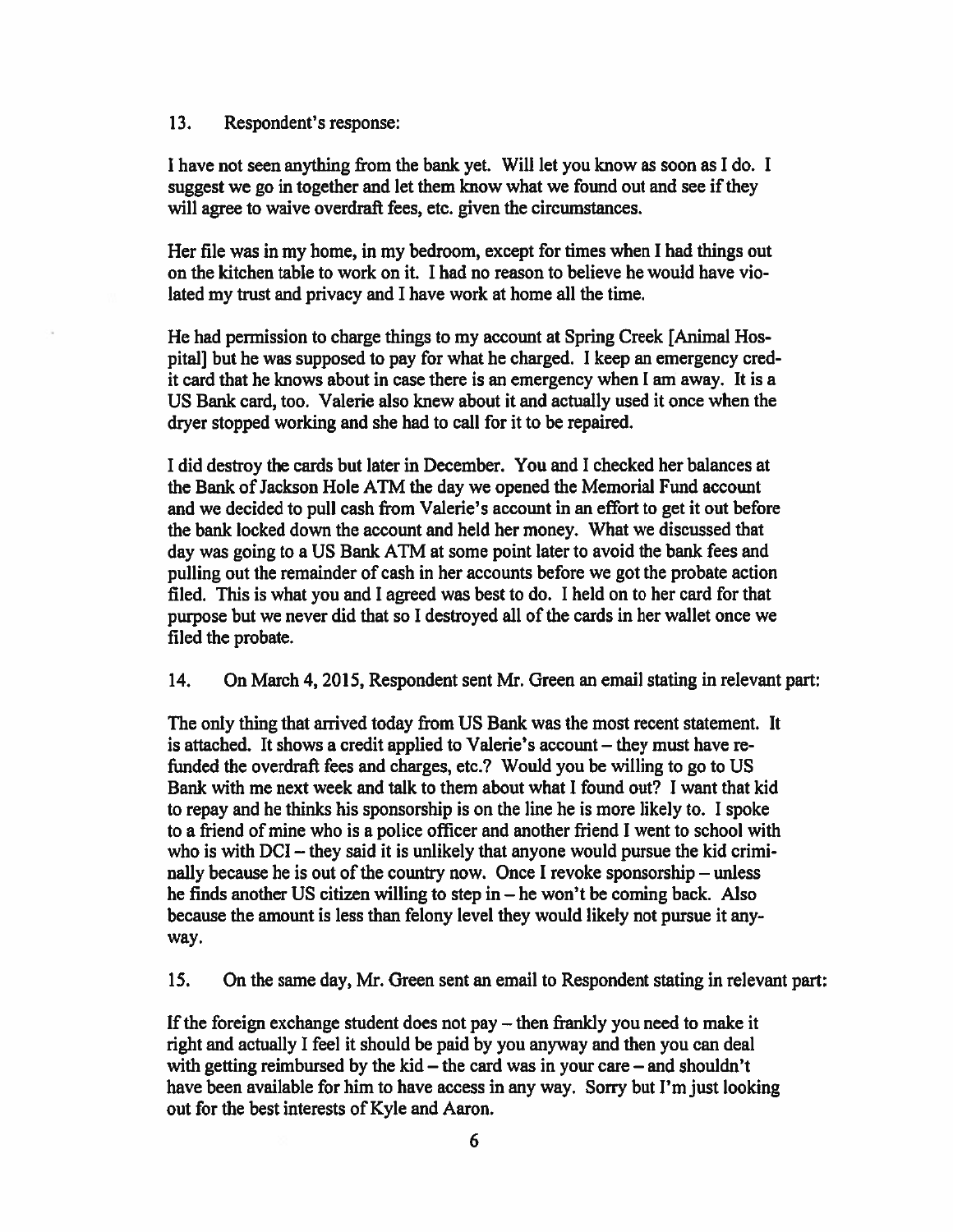13. Respondent's response:

I have not seen anything from the bank yet. Will let you know as soon as I do. I suggest we go in together and let them know what we found out and see if they will agree to waive overdraft fees, etc. given the circumstances.

Her file was in my home, in my bedroom, except for times when I had things out on the kitchen table to work on it. I had no reason to believe he would have violated my trust and privacy and I have work at home all the time.

He had permission to charge things to my account at Spring Creek [Animal Hospital] but he was supposed to pay for what he charged. I keep an emergency credit card that he knows about in case there is an emergency when I am away. It is a US Bank card, too. Valerie also knew about it and actually used it once when the dryer stopped working and she had to call for it to be repaired.

I did destroy the cards but later in December. You and I checked her balances at the Bank of Jackson Hole ATM the day we opened the Memorial Fund account and we decided to pull cash from Valerie's account in an effort to get it out before the bank locked down the account and held her money. What we discussed that day was going to a US Bank ATM at some point later to avoid the bank fees and pulling out the remainder of cash in her accounts before we got the probate action filed. This is what you and I agreed was best to do. I held on to her card for that purpose but we never did that so I destroyed all of the cards in her wallet once we filed the probate.

14. On March 4, 2015, Respondent sent Mr. Green an email stating in relevant part:

The only thing that arrived today from US Bank was the most recent statement. It is attached. It shows a credit applied to Valerie's account – they must have refunded the overdraft fees and charges, etc.? Would you be willing to go to US Bank with me next week and talk to them about what I found out? I want that kid to repay and he thinks his sponsorship is on the line he is more likely to. I spoke to a friend of mine who is a police officer and another friend I went to school with who is with DCI – they said it is unlikely that anyone would pursue the kid criminally because he is out of the country now. Once I revoke sponsorship – unless he finds another US citizen willing to step in – he won't be coming back. Also because the amount is less than felony level they would likely not pursue it anyway.

15. On the same day, Mr. Green sent an email to Respondent stating in relevant part:

If the foreign exchange student does not pay – then frankly you need to make it right and actually I feel it should be paid by you anyway and then you can deal with getting reimbursed by the kid – the card was in your care – and shouldn't have been available for him to have access in any way. Sorry but I'm just looking out for the best interests of Kyle and Aaron.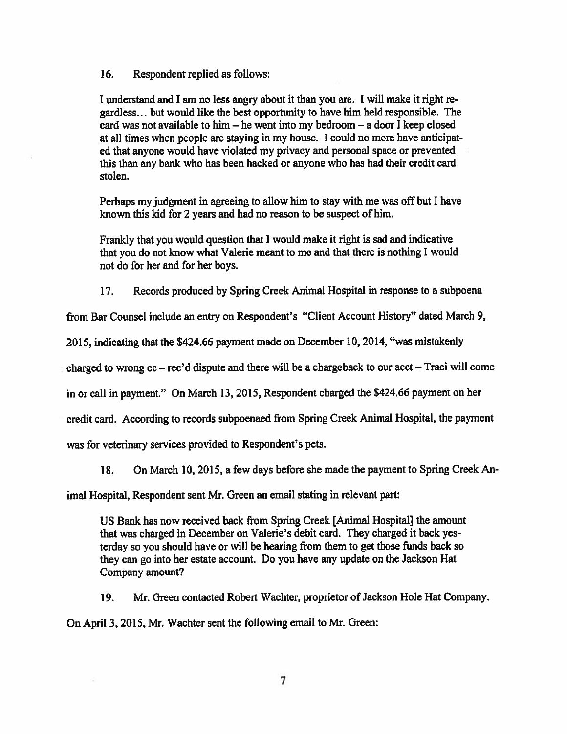16. Respondent replied as follows:

> I understand and I am no less angry about it than you are. I will make it right regardless… but would like the best opportunity to have him held responsible. The card was not available to him – he went into my bedroom – a door I keep closed at all times when people are staying in my house. I could no more have anticipated that anyone would have violated my privacy and personal space or prevented this than any bank who has been hacked or anyone who has had their credit card stolen.
>
> Perhaps my judgment in agreeing to allow him to stay with me was off but I have known this kid for 2 years and had no reason to be suspect of him.
>
> Frankly that you would question that I would make it right is sad and indicative that you do not know what Valerie meant to me and that there is nothing I would not do for her and for her boys.

17. Records produced by Spring Creek Animal Hospital in response to a subpoena from Bar Counsel include an entry on Respondent's "Client Account History" dated March 9, 2015, indicating that the $424.66 payment made on December 10, 2014, "was mistakenly charged to wrong cc – rec'd dispute and there will be a chargeback to our acct – Traci will come in or call in payment." On March 13, 2015, Respondent charged the $424.66 payment on her credit card. According to records subpoenaed from Spring Creek Animal Hospital, the payment was for veterinary services provided to Respondent's pets.

18. On March 10, 2015, a few days before she made the payment to Spring Creek Animal Hospital, Respondent sent Mr. Green an email stating in relevant part:

> US Bank has now received back from Spring Creek [Animal Hospital] the amount that was charged in December on Valerie's debit card. They charged it back yesterday so you should have or will be hearing from them to get those funds back so they can go into her estate account. Do you have any update on the Jackson Hat Company amount?

19. Mr. Green contacted Robert Wachter, proprietor of Jackson Hole Hat Company. On April 3, 2015, Mr. Wachter sent the following email to Mr. Green: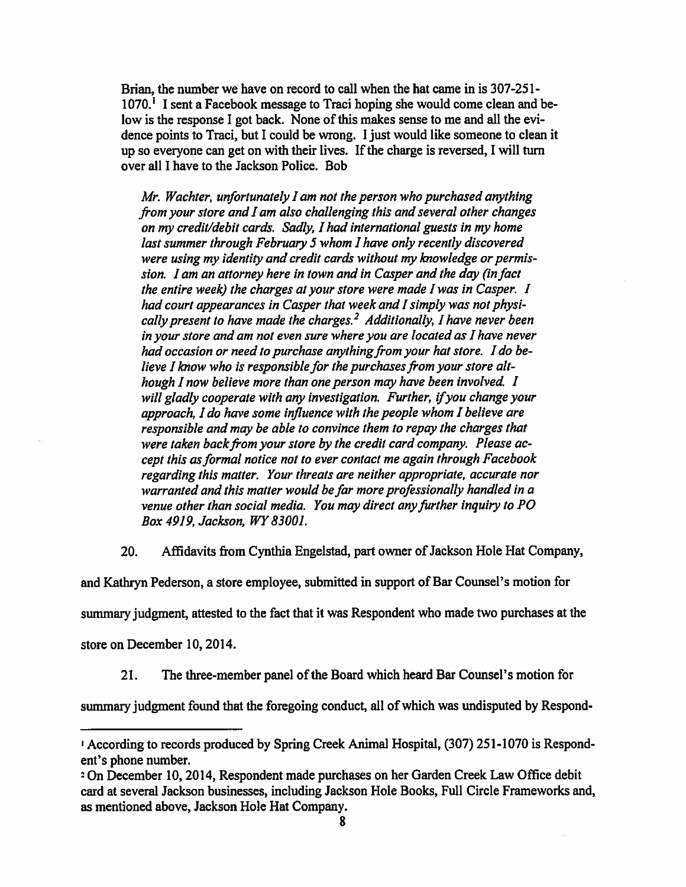Brian, the number we have on record to call when the hat came in is 307-251-1070.[1] I sent a Facebook message to Traci hoping she would come clean and below is the response I got back. None of this makes sense to me and all the evidence points to Traci, but I could be wrong. I just would like someone to clean it up so everyone can get on with their lives. If the charge is reversed, I will turn over all I have to the Jackson Police. Bob

> *Mr. Wachter, unfortunately I am not the person who purchased anything from your store and I am also challenging this and several other changes on my credit/debit cards. Sadly, I had international guests in my home last summer through February 5 whom I have only recently discovered were using my identity and credit cards without my knowledge or permission. I am an attorney here in town and in Casper and the day (in fact the entire week) the charges at your store were made I was in Casper. I had court appearances in Casper that week and I simply was not physically present to have made the charges.[2] Additionally, I have never been in your store and am not even sure where you are located as I have never had occasion or need to purchase anything from your hat store. I do believe I know who is responsible for the purchases from your store although I now believe more than one person may have been involved. I will gladly cooperate with any investigation. Further, if you change your approach, I do have some influence with the people whom I believe are responsible and may be able to convince them to repay the charges that were taken back from your store by the credit card company. Please accept this as formal notice not to ever contact me again through Facebook regarding this matter. Your threats are neither appropriate, accurate nor warranted and this matter would be far more professionally handled in a venue other than social media. You may direct any further inquiry to PO Box 4919, Jackson, WY 83001.*

20. Affidavits from Cynthia Engelstad, part owner of Jackson Hole Hat Company, and Kathryn Pederson, a store employee, submitted in support of Bar Counsel's motion for summary judgment, attested to the fact that it was Respondent who made two purchases at the store on December 10, 2014.

21. The three-member panel of the Board which heard Bar Counsel's motion for summary judgment found that the foregoing conduct, all of which was undisputed by Respond-

---

[1] According to records produced by Spring Creek Animal Hospital, (307) 251-1070 is Respondent's phone number.

[2] On December 10, 2014, Respondent made purchases on her Garden Creek Law Office debit card at several Jackson businesses, including Jackson Hole Books, Full Circle Frameworks and, as mentioned above, Jackson Hole Hat Company.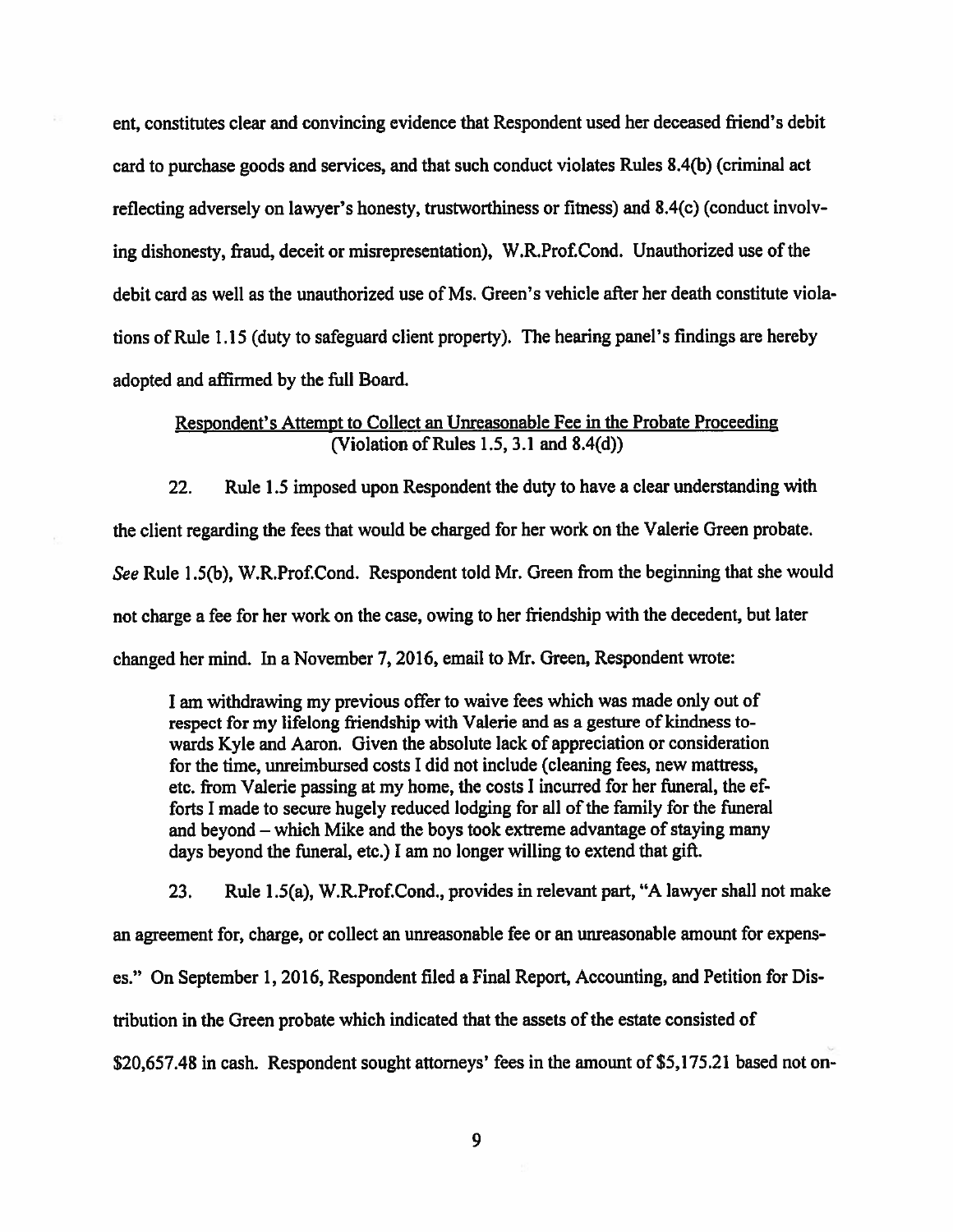ent, constitutes clear and convincing evidence that Respondent used her deceased friend's debit card to purchase goods and services, and that such conduct violates Rules 8.4(b) (criminal act reflecting adversely on lawyer's honesty, trustworthiness or fitness) and 8.4(c) (conduct involving dishonesty, fraud, deceit or misrepresentation), W.R.Prof.Cond. Unauthorized use of the debit card as well as the unauthorized use of Ms. Green's vehicle after her death constitute violations of Rule 1.15 (duty to safeguard client property). The hearing panel's findings are hereby adopted and affirmed by the full Board.

<u>Respondent's Attempt to Collect an Unreasonable Fee in the Probate Proceeding</u>
(Violation of Rules 1.5, 3.1 and 8.4(d))

22. Rule 1.5 imposed upon Respondent the duty to have a clear understanding with the client regarding the fees that would be charged for her work on the Valerie Green probate. *See* Rule 1.5(b), W.R.Prof.Cond. Respondent told Mr. Green from the beginning that she would not charge a fee for her work on the case, owing to her friendship with the decedent, but later changed her mind. In a November 7, 2016, email to Mr. Green, Respondent wrote:

> I am withdrawing my previous offer to waive fees which was made only out of respect for my lifelong friendship with Valerie and as a gesture of kindness towards Kyle and Aaron. Given the absolute lack of appreciation or consideration for the time, unreimbursed costs I did not include (cleaning fees, new mattress, etc. from Valerie passing at my home, the costs I incurred for her funeral, the efforts I made to secure hugely reduced lodging for all of the family for the funeral and beyond – which Mike and the boys took extreme advantage of staying many days beyond the funeral, etc.) I am no longer willing to extend that gift.

23. Rule 1.5(a), W.R.Prof.Cond., provides in relevant part, "A lawyer shall not make an agreement for, charge, or collect an unreasonable fee or an unreasonable amount for expenses." On September 1, 2016, Respondent filed a Final Report, Accounting, and Petition for Distribution in the Green probate which indicated that the assets of the estate consisted of $20,657.48 in cash. Respondent sought attorneys' fees in the amount of $5,175.21 based not on-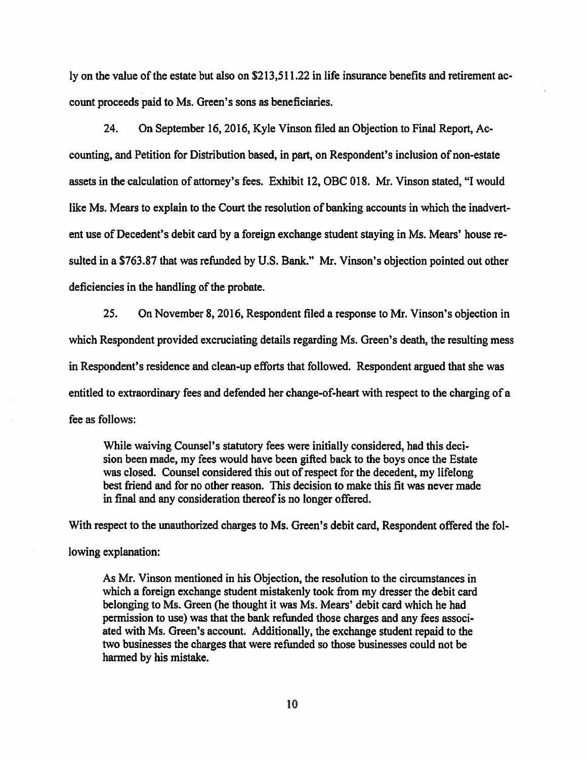ly on the value of the estate but also on $213,511.22 in life insurance benefits and retirement account proceeds paid to Ms. Green's sons as beneficiaries.

24. On September 16, 2016, Kyle Vinson filed an Objection to Final Report, Accounting, and Petition for Distribution based, in part, on Respondent's inclusion of non-estate assets in the calculation of attorney's fees. Exhibit 12, OBC 018. Mr. Vinson stated, "I would like Ms. Mears to explain to the Court the resolution of banking accounts in which the inadvertent use of Decedent's debit card by a foreign exchange student staying in Ms. Mears' house resulted in a $763.87 that was refunded by U.S. Bank." Mr. Vinson's objection pointed out other deficiencies in the handling of the probate.

25. On November 8, 2016, Respondent filed a response to Mr. Vinson's objection in which Respondent provided excruciating details regarding Ms. Green's death, the resulting mess in Respondent's residence and clean-up efforts that followed. Respondent argued that she was entitled to extraordinary fees and defended her change-of-heart with respect to the charging of a fee as follows:

> While waiving Counsel's statutory fees were initially considered, had this decision been made, my fees would have been gifted back to the boys once the Estate was closed. Counsel considered this out of respect for the decedent, my lifelong best friend and for no other reason. This decision to make this fit was never made in final and any consideration thereof is no longer offered.

With respect to the unauthorized charges to Ms. Green's debit card, Respondent offered the following explanation:

> As Mr. Vinson mentioned in his Objection, the resolution to the circumstances in which a foreign exchange student mistakenly took from my dresser the debit card belonging to Ms. Green (he thought it was Ms. Mears' debit card which he had permission to use) was that the bank refunded those charges and any fees associated with Ms. Green's account. Additionally, the exchange student repaid to the two businesses the charges that were refunded so those businesses could not be harmed by his mistake.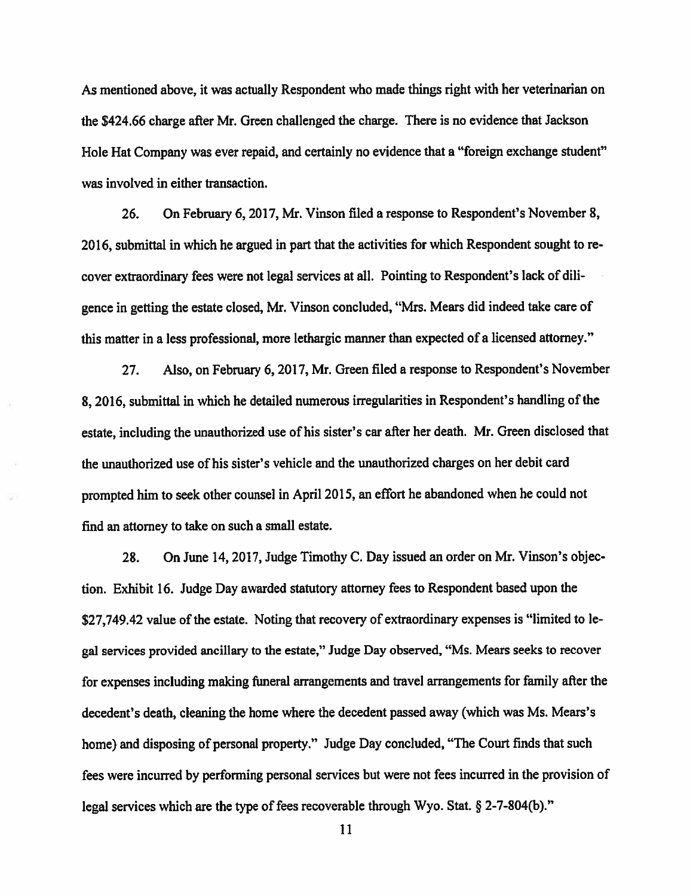As mentioned above, it was actually Respondent who made things right with her veterinarian on the $424.66 charge after Mr. Green challenged the charge. There is no evidence that Jackson Hole Hat Company was ever repaid, and certainly no evidence that a "foreign exchange student" was involved in either transaction.

26. On February 6, 2017, Mr. Vinson filed a response to Respondent's November 8, 2016, submittal in which he argued in part that the activities for which Respondent sought to recover extraordinary fees were not legal services at all. Pointing to Respondent's lack of diligence in getting the estate closed, Mr. Vinson concluded, "Mrs. Mears did indeed take care of this matter in a less professional, more lethargic manner than expected of a licensed attorney."

27. Also, on February 6, 2017, Mr. Green filed a response to Respondent's November 8, 2016, submittal in which he detailed numerous irregularities in Respondent's handling of the estate, including the unauthorized use of his sister's car after her death. Mr. Green disclosed that the unauthorized use of his sister's vehicle and the unauthorized charges on her debit card prompted him to seek other counsel in April 2015, an effort he abandoned when he could not find an attorney to take on such a small estate.

28. On June 14, 2017, Judge Timothy C. Day issued an order on Mr. Vinson's objection. Exhibit 16. Judge Day awarded statutory attorney fees to Respondent based upon the $27,749.42 value of the estate. Noting that recovery of extraordinary expenses is "limited to legal services provided ancillary to the estate," Judge Day observed, "Ms. Mears seeks to recover for expenses including making funeral arrangements and travel arrangements for family after the decedent's death, cleaning the home where the decedent passed away (which was Ms. Mears's home) and disposing of personal property." Judge Day concluded, "The Court finds that such fees were incurred by performing personal services but were not fees incurred in the provision of legal services which are the type of fees recoverable through Wyo. Stat. § 2-7-804(b)."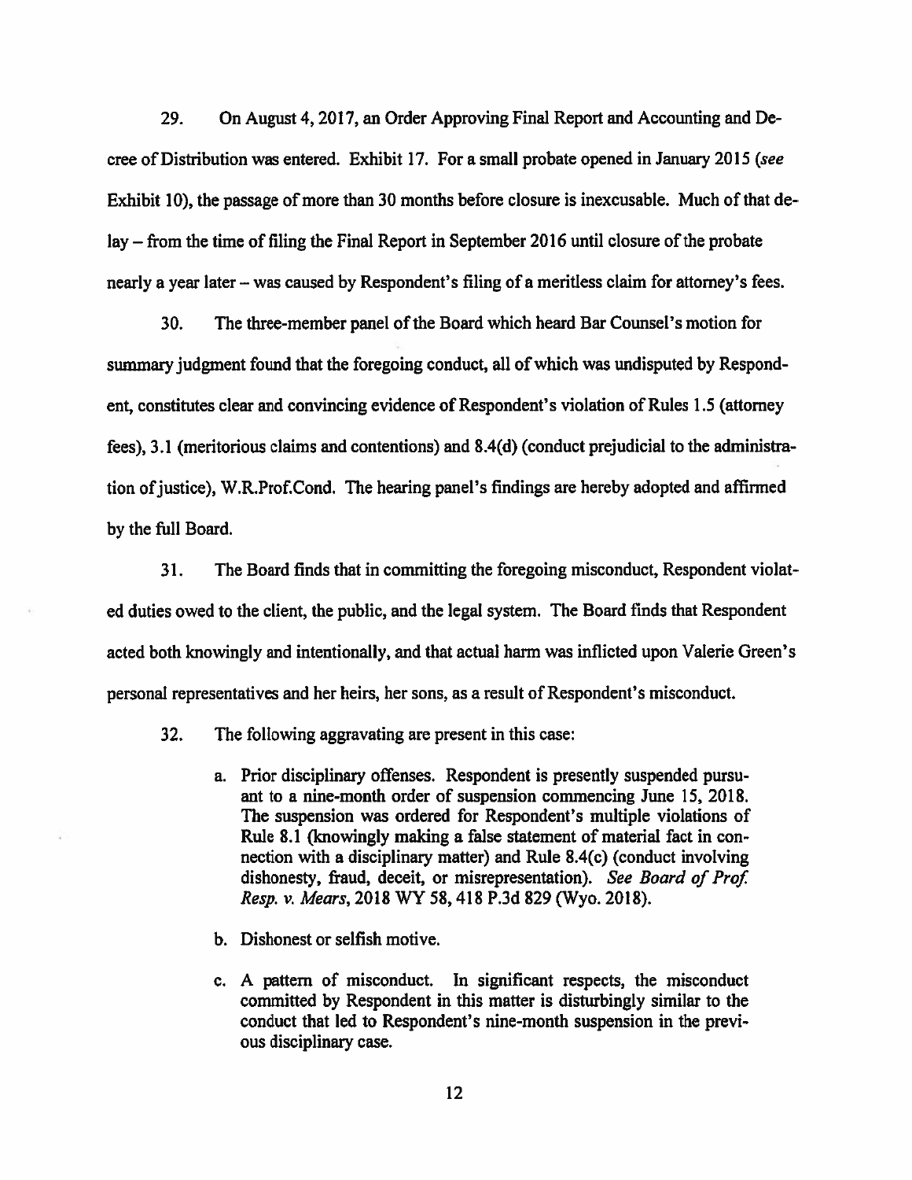29. On August 4, 2017, an Order Approving Final Report and Accounting and Decree of Distribution was entered. Exhibit 17. For a small probate opened in January 2015 (*see* Exhibit 10), the passage of more than 30 months before closure is inexcusable. Much of that delay – from the time of filing the Final Report in September 2016 until closure of the probate nearly a year later – was caused by Respondent's filing of a meritless claim for attorney's fees.

30. The three-member panel of the Board which heard Bar Counsel's motion for summary judgment found that the foregoing conduct, all of which was undisputed by Respondent, constitutes clear and convincing evidence of Respondent's violation of Rules 1.5 (attorney fees), 3.1 (meritorious claims and contentions) and 8.4(d) (conduct prejudicial to the administration of justice), W.R.Prof.Cond. The hearing panel's findings are hereby adopted and affirmed by the full Board.

31. The Board finds that in committing the foregoing misconduct, Respondent violated duties owed to the client, the public, and the legal system. The Board finds that Respondent acted both knowingly and intentionally, and that actual harm was inflicted upon Valerie Green's personal representatives and her heirs, her sons, as a result of Respondent's misconduct.

32. The following aggravating are present in this case:

   a. Prior disciplinary offenses. Respondent is presently suspended pursuant to a nine-month order of suspension commencing June 15, 2018. The suspension was ordered for Respondent's multiple violations of Rule 8.1 (knowingly making a false statement of material fact in connection with a disciplinary matter) and Rule 8.4(c) (conduct involving dishonesty, fraud, deceit, or misrepresentation). *See Board of Prof. Resp. v. Mears*, 2018 WY 58, 418 P.3d 829 (Wyo. 2018).

   b. Dishonest or selfish motive.

   c. A pattern of misconduct. In significant respects, the misconduct committed by Respondent in this matter is disturbingly similar to the conduct that led to Respondent's nine-month suspension in the previous disciplinary case.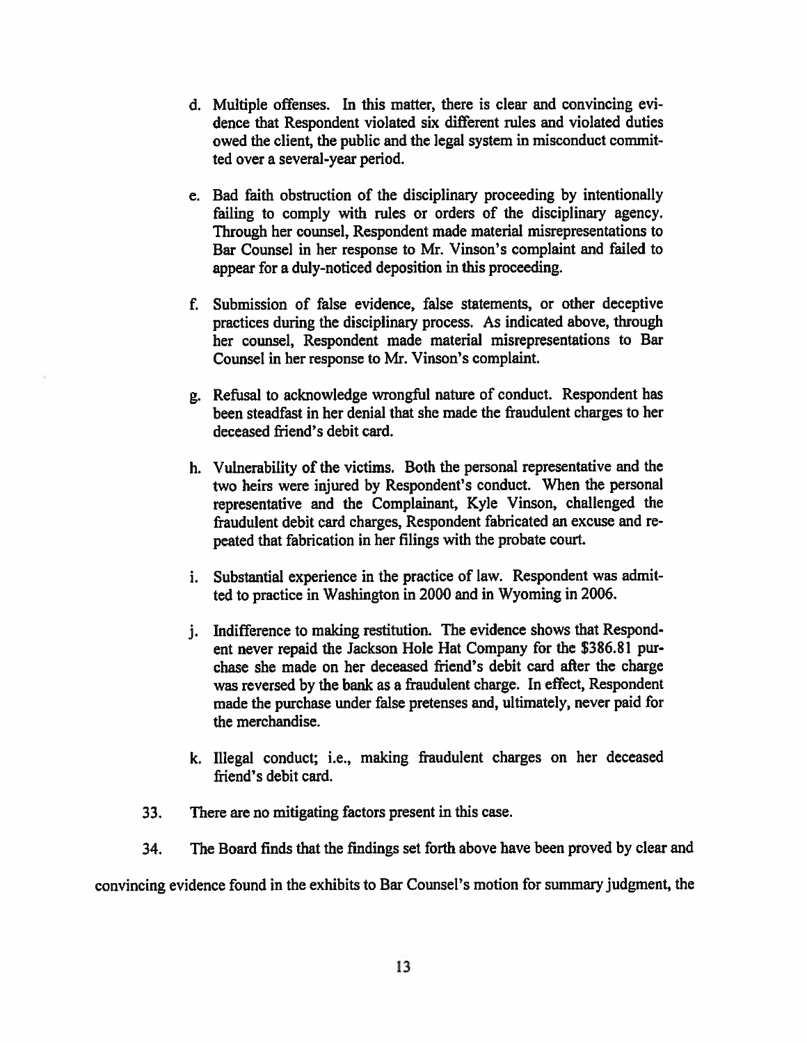d. Multiple offenses. In this matter, there is clear and convincing evidence that Respondent violated six different rules and violated duties owed the client, the public and the legal system in misconduct committed over a several-year period.

e. Bad faith obstruction of the disciplinary proceeding by intentionally failing to comply with rules or orders of the disciplinary agency. Through her counsel, Respondent made material misrepresentations to Bar Counsel in her response to Mr. Vinson's complaint and failed to appear for a duly-noticed deposition in this proceeding.

f. Submission of false evidence, false statements, or other deceptive practices during the disciplinary process. As indicated above, through her counsel, Respondent made material misrepresentations to Bar Counsel in her response to Mr. Vinson's complaint.

g. Refusal to acknowledge wrongful nature of conduct. Respondent has been steadfast in her denial that she made the fraudulent charges to her deceased friend's debit card.

h. Vulnerability of the victims. Both the personal representative and the two heirs were injured by Respondent's conduct. When the personal representative and the Complainant, Kyle Vinson, challenged the fraudulent debit card charges, Respondent fabricated an excuse and repeated that fabrication in her filings with the probate court.

i. Substantial experience in the practice of law. Respondent was admitted to practice in Washington in 2000 and in Wyoming in 2006.

j. Indifference to making restitution. The evidence shows that Respondent never repaid the Jackson Hole Hat Company for the $386.81 purchase she made on her deceased friend's debit card after the charge was reversed by the bank as a fraudulent charge. In effect, Respondent made the purchase under false pretenses and, ultimately, never paid for the merchandise.

k. Illegal conduct; i.e., making fraudulent charges on her deceased friend's debit card.

33. There are no mitigating factors present in this case.

34. The Board finds that the findings set forth above have been proved by clear and convincing evidence found in the exhibits to Bar Counsel's motion for summary judgment, the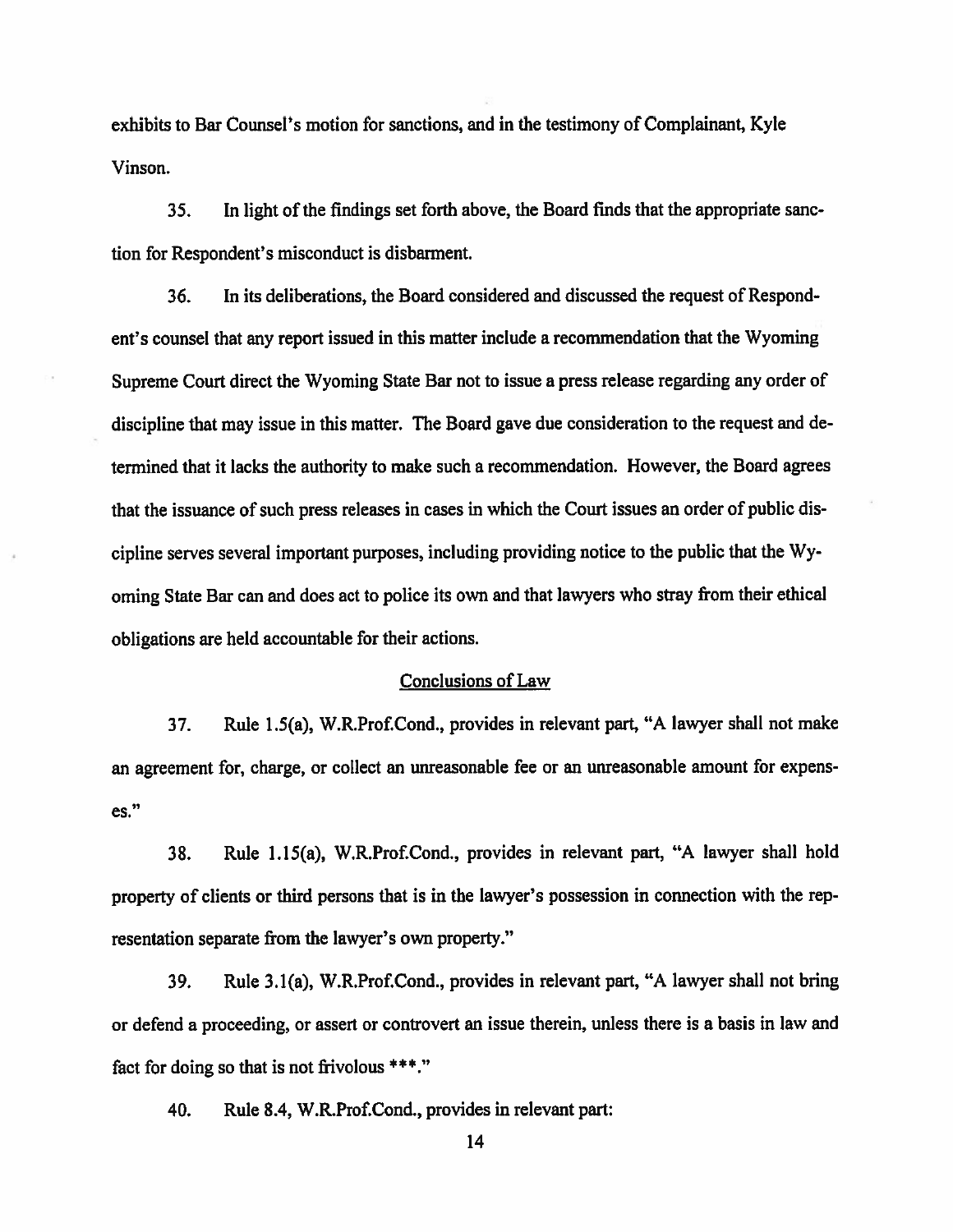exhibits to Bar Counsel's motion for sanctions, and in the testimony of Complainant, Kyle Vinson.

35. In light of the findings set forth above, the Board finds that the appropriate sanction for Respondent's misconduct is disbarment.

36. In its deliberations, the Board considered and discussed the request of Respondent's counsel that any report issued in this matter include a recommendation that the Wyoming Supreme Court direct the Wyoming State Bar not to issue a press release regarding any order of discipline that may issue in this matter. The Board gave due consideration to the request and determined that it lacks the authority to make such a recommendation. However, the Board agrees that the issuance of such press releases in cases in which the Court issues an order of public discipline serves several important purposes, including providing notice to the public that the Wyoming State Bar can and does act to police its own and that lawyers who stray from their ethical obligations are held accountable for their actions.

## Conclusions of Law

37. Rule 1.5(a), W.R.Prof.Cond., provides in relevant part, "A lawyer shall not make an agreement for, charge, or collect an unreasonable fee or an unreasonable amount for expenses."

38. Rule 1.15(a), W.R.Prof.Cond., provides in relevant part, "A lawyer shall hold property of clients or third persons that is in the lawyer's possession in connection with the representation separate from the lawyer's own property."

39. Rule 3.1(a), W.R.Prof.Cond., provides in relevant part, "A lawyer shall not bring or defend a proceeding, or assert or controvert an issue therein, unless there is a basis in law and fact for doing so that is not frivolous ***."

40. Rule 8.4, W.R.Prof.Cond., provides in relevant part: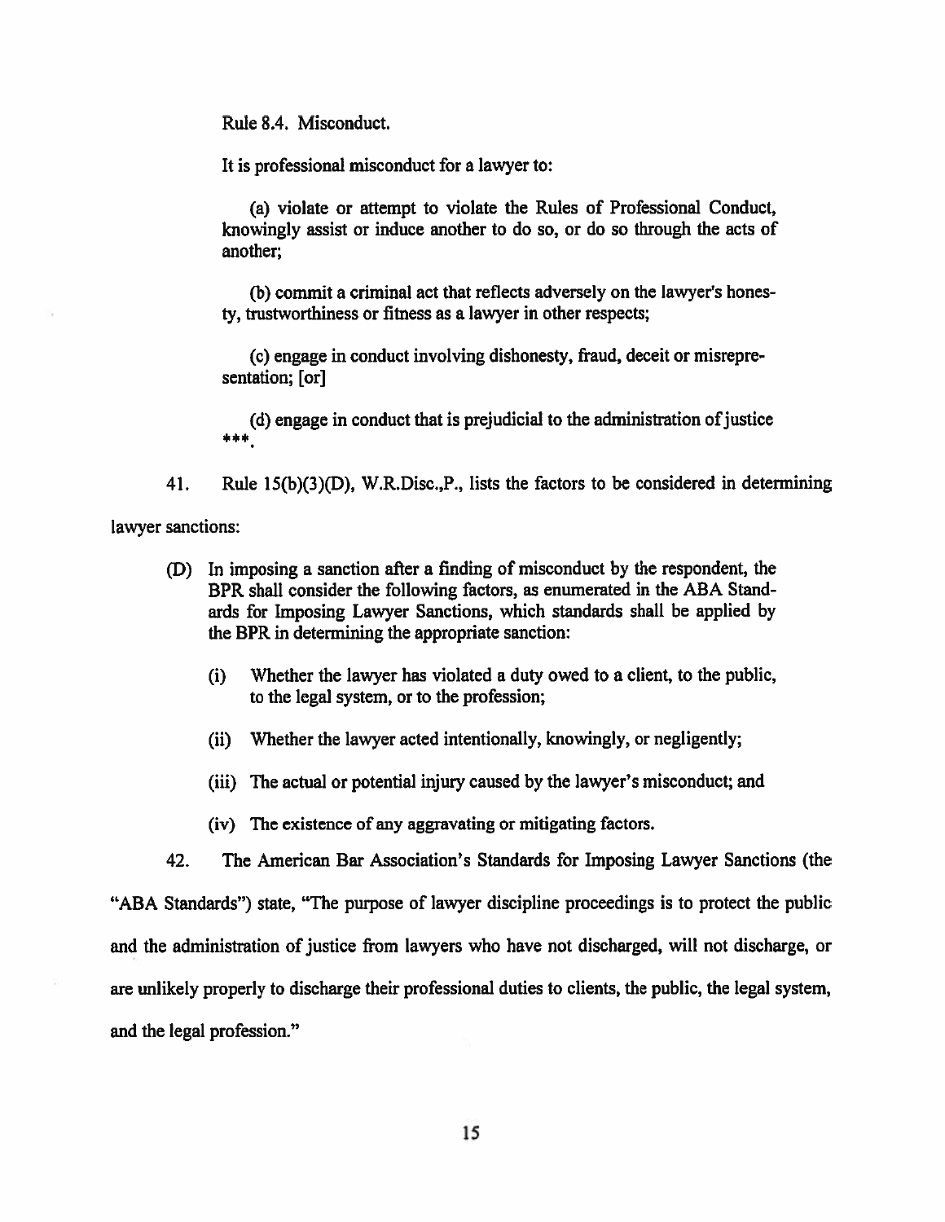Rule 8.4. Misconduct.

It is professional misconduct for a lawyer to:

(a) violate or attempt to violate the Rules of Professional Conduct, knowingly assist or induce another to do so, or do so through the acts of another;

(b) commit a criminal act that reflects adversely on the lawyer's honesty, trustworthiness or fitness as a lawyer in other respects;

(c) engage in conduct involving dishonesty, fraud, deceit or misrepresentation; [or]

(d) engage in conduct that is prejudicial to the administration of justice ***.

41. Rule 15(b)(3)(D), W.R.Disc.,P., lists the factors to be considered in determining lawyer sanctions:

(D) In imposing a sanction after a finding of misconduct by the respondent, the BPR shall consider the following factors, as enumerated in the ABA Standards for Imposing Lawyer Sanctions, which standards shall be applied by the BPR in determining the appropriate sanction:

(i) Whether the lawyer has violated a duty owed to a client, to the public, to the legal system, or to the profession;

(ii) Whether the lawyer acted intentionally, knowingly, or negligently;

(iii) The actual or potential injury caused by the lawyer's misconduct; and

(iv) The existence of any aggravating or mitigating factors.

42. The American Bar Association's Standards for Imposing Lawyer Sanctions (the "ABA Standards") state, "The purpose of lawyer discipline proceedings is to protect the public and the administration of justice from lawyers who have not discharged, will not discharge, or are unlikely properly to discharge their professional duties to clients, the public, the legal system, and the legal profession."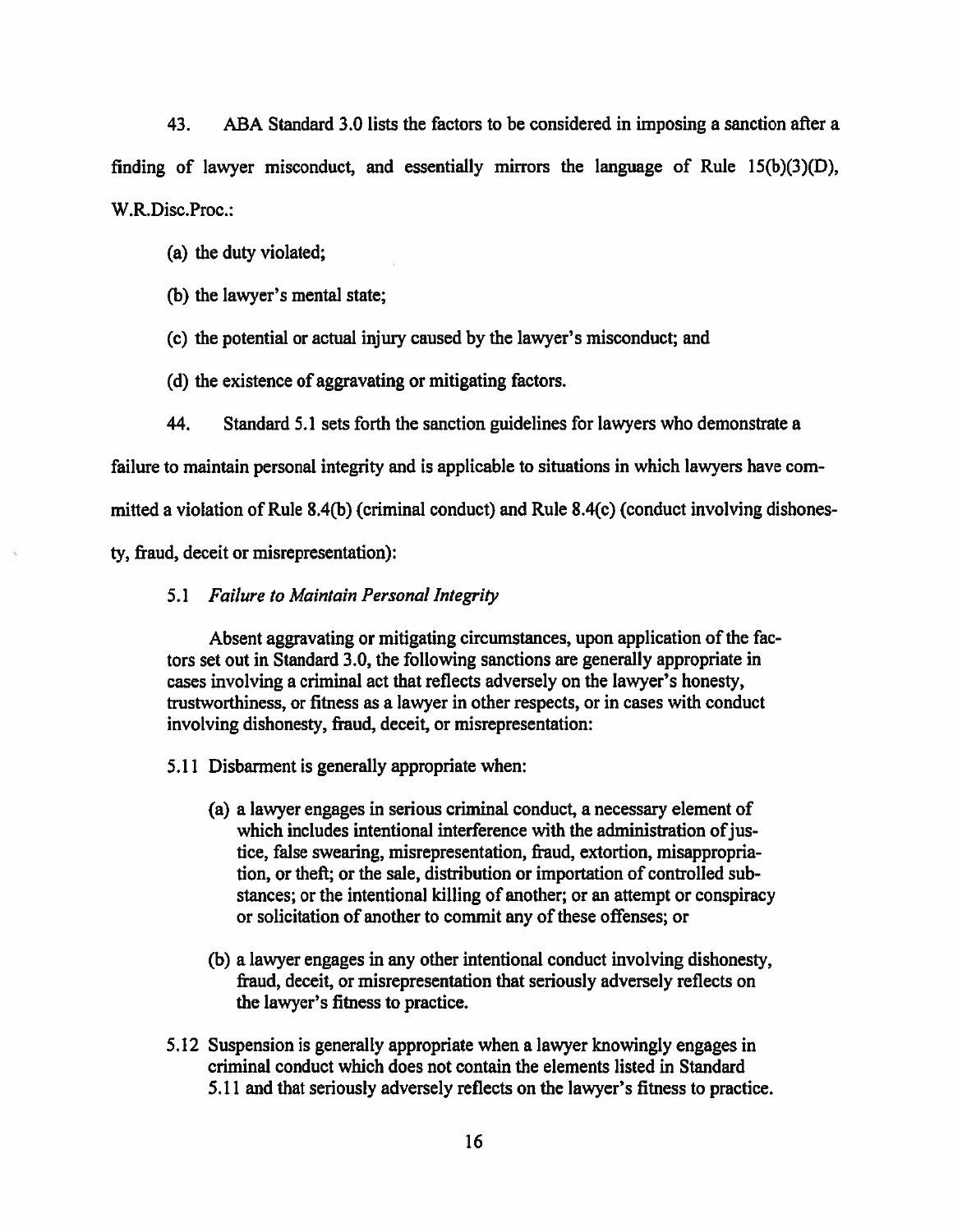43. ABA Standard 3.0 lists the factors to be considered in imposing a sanction after a finding of lawyer misconduct, and essentially mirrors the language of Rule 15(b)(3)(D), W.R.Disc.Proc.:

(a) the duty violated;

(b) the lawyer's mental state;

(c) the potential or actual injury caused by the lawyer's misconduct; and

(d) the existence of aggravating or mitigating factors.

44. Standard 5.1 sets forth the sanction guidelines for lawyers who demonstrate a failure to maintain personal integrity and is applicable to situations in which lawyers have committed a violation of Rule 8.4(b) (criminal conduct) and Rule 8.4(c) (conduct involving dishonesty, fraud, deceit or misrepresentation):

> 5.1 *Failure to Maintain Personal Integrity*
>
> Absent aggravating or mitigating circumstances, upon application of the factors set out in Standard 3.0, the following sanctions are generally appropriate in cases involving a criminal act that reflects adversely on the lawyer's honesty, trustworthiness, or fitness as a lawyer in other respects, or in cases with conduct involving dishonesty, fraud, deceit, or misrepresentation:
>
> 5.11 Disbarment is generally appropriate when:
>
> (a) a lawyer engages in serious criminal conduct, a necessary element of which includes intentional interference with the administration of justice, false swearing, misrepresentation, fraud, extortion, misappropriation, or theft; or the sale, distribution or importation of controlled substances; or the intentional killing of another; or an attempt or conspiracy or solicitation of another to commit any of these offenses; or
>
> (b) a lawyer engages in any other intentional conduct involving dishonesty, fraud, deceit, or misrepresentation that seriously adversely reflects on the lawyer's fitness to practice.
>
> 5.12 Suspension is generally appropriate when a lawyer knowingly engages in criminal conduct which does not contain the elements listed in Standard 5.11 and that seriously adversely reflects on the lawyer's fitness to practice.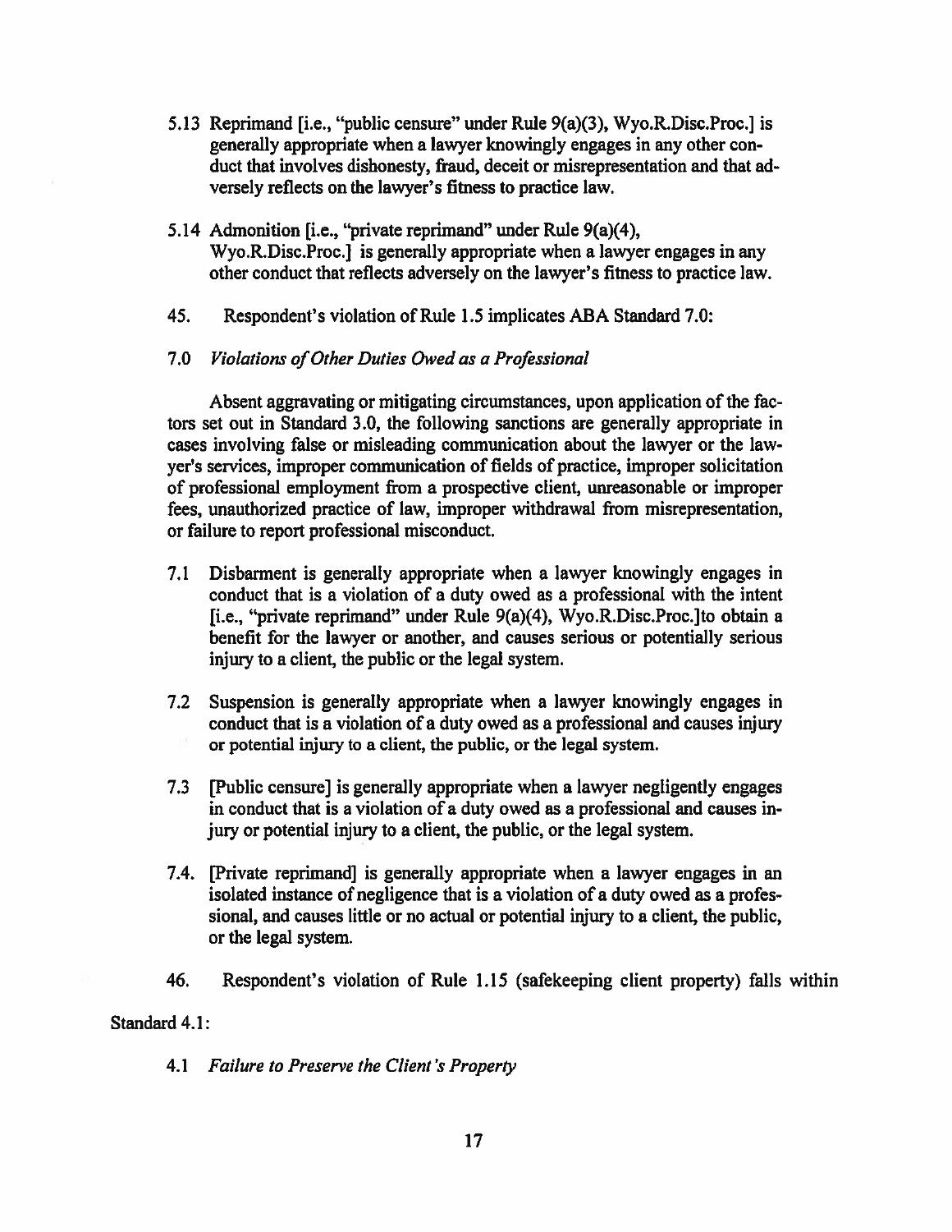5.13 Reprimand [i.e., "public censure" under Rule 9(a)(3), Wyo.R.Disc.Proc.] is generally appropriate when a lawyer knowingly engages in any other conduct that involves dishonesty, fraud, deceit or misrepresentation and that adversely reflects on the lawyer's fitness to practice law.

5.14 Admonition [i.e., "private reprimand" under Rule 9(a)(4), Wyo.R.Disc.Proc.] is generally appropriate when a lawyer engages in any other conduct that reflects adversely on the lawyer's fitness to practice law.

45. Respondent's violation of Rule 1.5 implicates ABA Standard 7.0:

7.0 *Violations of Other Duties Owed as a Professional*

Absent aggravating or mitigating circumstances, upon application of the factors set out in Standard 3.0, the following sanctions are generally appropriate in cases involving false or misleading communication about the lawyer or the lawyer's services, improper communication of fields of practice, improper solicitation of professional employment from a prospective client, unreasonable or improper fees, unauthorized practice of law, improper withdrawal from misrepresentation, or failure to report professional misconduct.

7.1 Disbarment is generally appropriate when a lawyer knowingly engages in conduct that is a violation of a duty owed as a professional with the intent [i.e., "private reprimand" under Rule 9(a)(4), Wyo.R.Disc.Proc.]to obtain a benefit for the lawyer or another, and causes serious or potentially serious injury to a client, the public or the legal system.

7.2 Suspension is generally appropriate when a lawyer knowingly engages in conduct that is a violation of a duty owed as a professional and causes injury or potential injury to a client, the public, or the legal system.

7.3 [Public censure] is generally appropriate when a lawyer negligently engages in conduct that is a violation of a duty owed as a professional and causes injury or potential injury to a client, the public, or the legal system.

7.4. [Private reprimand] is generally appropriate when a lawyer engages in an isolated instance of negligence that is a violation of a duty owed as a professional, and causes little or no actual or potential injury to a client, the public, or the legal system.

46. Respondent's violation of Rule 1.15 (safekeeping client property) falls within Standard 4.1:

4.1 *Failure to Preserve the Client's Property*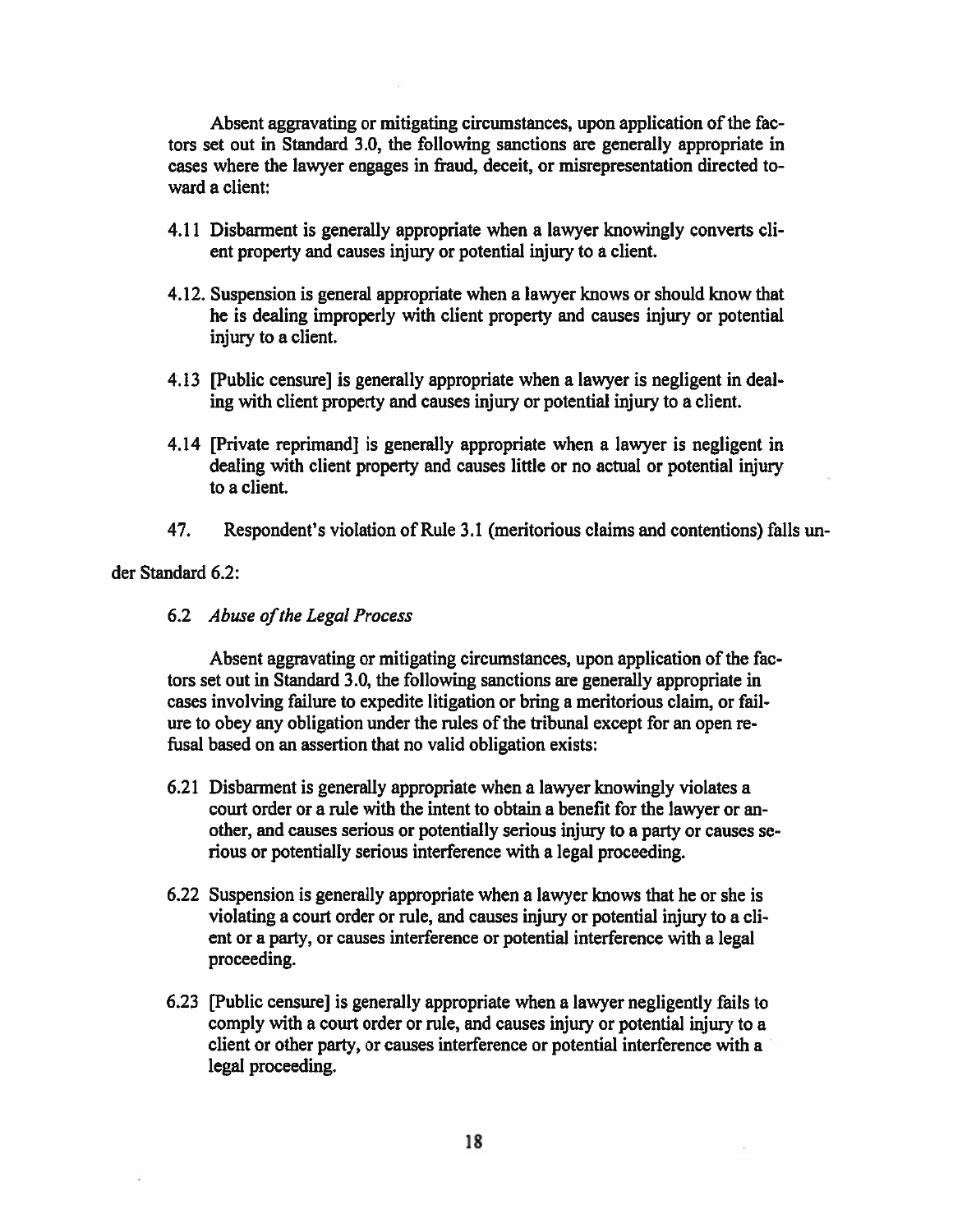Absent aggravating or mitigating circumstances, upon application of the factors set out in Standard 3.0, the following sanctions are generally appropriate in cases where the lawyer engages in fraud, deceit, or misrepresentation directed toward a client:

4.11 Disbarment is generally appropriate when a lawyer knowingly converts client property and causes injury or potential injury to a client.

4.12. Suspension is general appropriate when a lawyer knows or should know that he is dealing improperly with client property and causes injury or potential injury to a client.

4.13 [Public censure] is generally appropriate when a lawyer is negligent in dealing with client property and causes injury or potential injury to a client.

4.14 [Private reprimand] is generally appropriate when a lawyer is negligent in dealing with client property and causes little or no actual or potential injury to a client.

47. Respondent's violation of Rule 3.1 (meritorious claims and contentions) falls under Standard 6.2:

6.2 *Abuse of the Legal Process*

Absent aggravating or mitigating circumstances, upon application of the factors set out in Standard 3.0, the following sanctions are generally appropriate in cases involving failure to expedite litigation or bring a meritorious claim, or failure to obey any obligation under the rules of the tribunal except for an open refusal based on an assertion that no valid obligation exists:

6.21 Disbarment is generally appropriate when a lawyer knowingly violates a court order or a rule with the intent to obtain a benefit for the lawyer or another, and causes serious or potentially serious injury to a party or causes serious or potentially serious interference with a legal proceeding.

6.22 Suspension is generally appropriate when a lawyer knows that he or she is violating a court order or rule, and causes injury or potential injury to a client or a party, or causes interference or potential interference with a legal proceeding.

6.23 [Public censure] is generally appropriate when a lawyer negligently fails to comply with a court order or rule, and causes injury or potential injury to a client or other party, or causes interference or potential interference with a legal proceeding.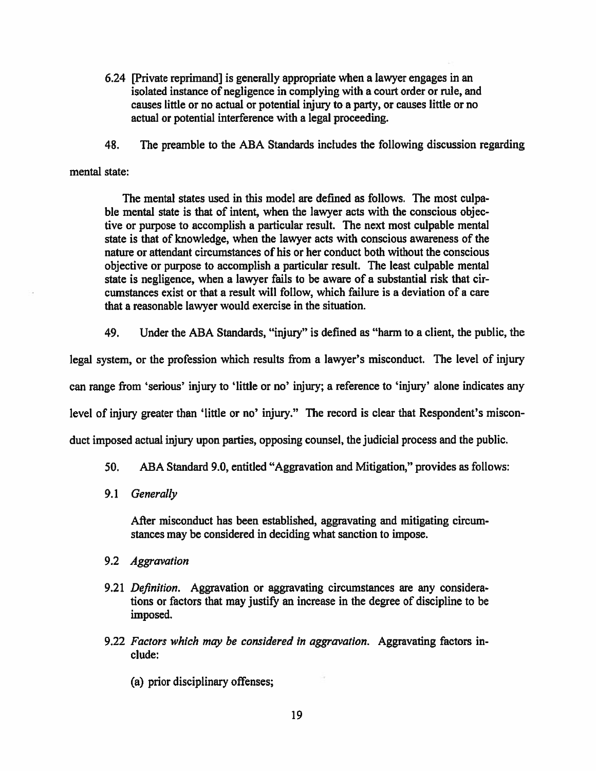6.24 [Private reprimand] is generally appropriate when a lawyer engages in an isolated instance of negligence in complying with a court order or rule, and causes little or no actual or potential injury to a party, or causes little or no actual or potential interference with a legal proceeding.

48. The preamble to the ABA Standards includes the following discussion regarding mental state:

> The mental states used in this model are defined as follows. The most culpable mental state is that of intent, when the lawyer acts with the conscious objective or purpose to accomplish a particular result. The next most culpable mental state is that of knowledge, when the lawyer acts with conscious awareness of the nature or attendant circumstances of his or her conduct both without the conscious objective or purpose to accomplish a particular result. The least culpable mental state is negligence, when a lawyer fails to be aware of a substantial risk that circumstances exist or that a result will follow, which failure is a deviation of a care that a reasonable lawyer would exercise in the situation.

49. Under the ABA Standards, "injury" is defined as "harm to a client, the public, the legal system, or the profession which results from a lawyer's misconduct. The level of injury can range from 'serious' injury to 'little or no' injury; a reference to 'injury' alone indicates any level of injury greater than 'little or no' injury." The record is clear that Respondent's misconduct imposed actual injury upon parties, opposing counsel, the judicial process and the public.

50. ABA Standard 9.0, entitled "Aggravation and Mitigation," provides as follows:

9.1 *Generally*

After misconduct has been established, aggravating and mitigating circumstances may be considered in deciding what sanction to impose.

9.2 *Aggravation*

9.21 *Definition.* Aggravation or aggravating circumstances are any considerations or factors that may justify an increase in the degree of discipline to be imposed.

9.22 *Factors which may be considered in aggravation.* Aggravating factors include:

(a) prior disciplinary offenses;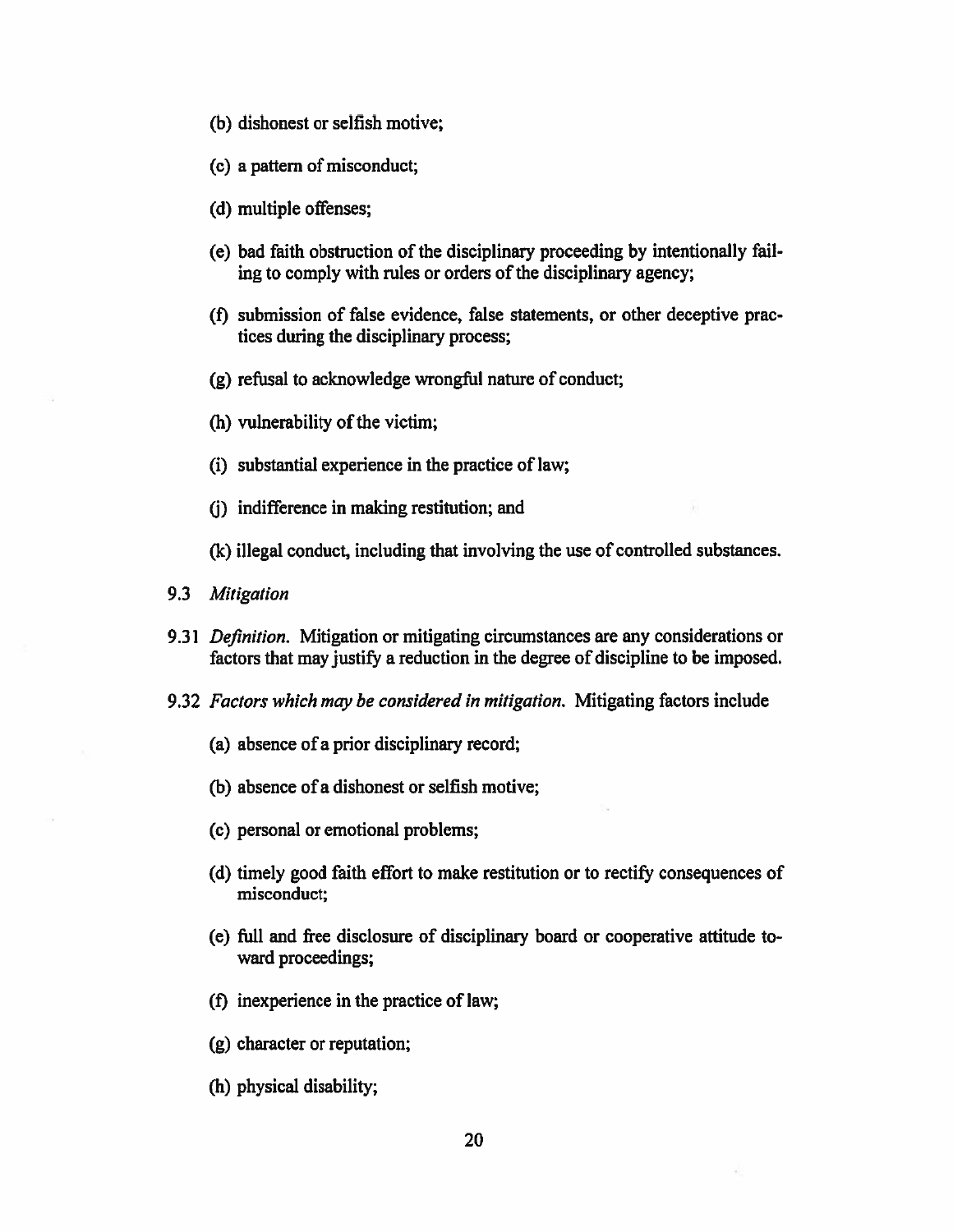(b) dishonest or selfish motive;

(c) a pattern of misconduct;

(d) multiple offenses;

(e) bad faith obstruction of the disciplinary proceeding by intentionally failing to comply with rules or orders of the disciplinary agency;

(f) submission of false evidence, false statements, or other deceptive practices during the disciplinary process;

(g) refusal to acknowledge wrongful nature of conduct;

(h) vulnerability of the victim;

(i) substantial experience in the practice of law;

(j) indifference in making restitution; and

(k) illegal conduct, including that involving the use of controlled substances.

9.3 *Mitigation*

9.31 *Definition.* Mitigation or mitigating circumstances are any considerations or factors that may justify a reduction in the degree of discipline to be imposed.

9.32 *Factors which may be considered in mitigation.* Mitigating factors include

(a) absence of a prior disciplinary record;

(b) absence of a dishonest or selfish motive;

(c) personal or emotional problems;

(d) timely good faith effort to make restitution or to rectify consequences of misconduct;

(e) full and free disclosure of disciplinary board or cooperative attitude toward proceedings;

(f) inexperience in the practice of law;

(g) character or reputation;

(h) physical disability;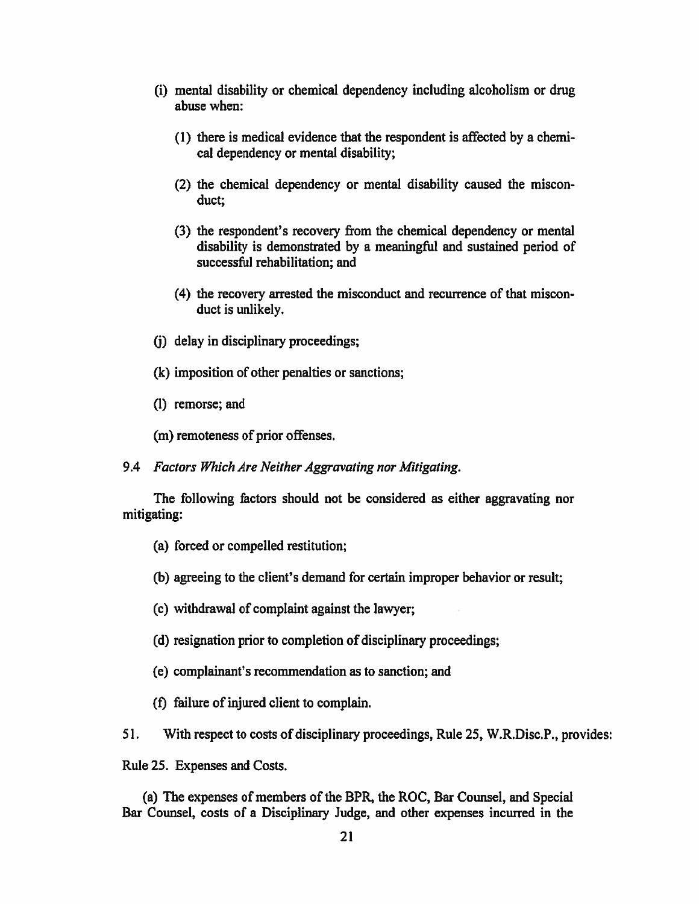(i) mental disability or chemical dependency including alcoholism or drug abuse when:

  (1) there is medical evidence that the respondent is affected by a chemical dependency or mental disability;

  (2) the chemical dependency or mental disability caused the misconduct;

  (3) the respondent's recovery from the chemical dependency or mental disability is demonstrated by a meaningful and sustained period of successful rehabilitation; and

  (4) the recovery arrested the misconduct and recurrence of that misconduct is unlikely.

(j) delay in disciplinary proceedings;

(k) imposition of other penalties or sanctions;

(l) remorse; and

(m) remoteness of prior offenses.

9.4 *Factors Which Are Neither Aggravating nor Mitigating.*

The following factors should not be considered as either aggravating nor mitigating:

(a) forced or compelled restitution;

(b) agreeing to the client's demand for certain improper behavior or result;

(c) withdrawal of complaint against the lawyer;

(d) resignation prior to completion of disciplinary proceedings;

(e) complainant's recommendation as to sanction; and

(f) failure of injured client to complain.

51. With respect to costs of disciplinary proceedings, Rule 25, W.R.Disc.P., provides:

Rule 25. Expenses and Costs.

(a) The expenses of members of the BPR, the ROC, Bar Counsel, and Special Bar Counsel, costs of a Disciplinary Judge, and other expenses incurred in the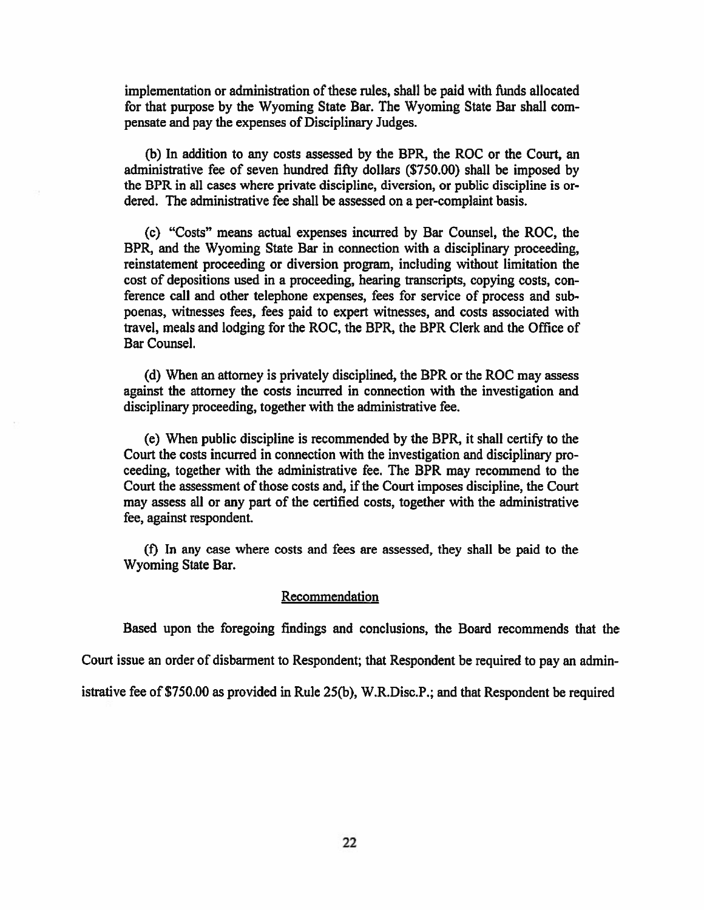implementation or administration of these rules, shall be paid with funds allocated for that purpose by the Wyoming State Bar. The Wyoming State Bar shall compensate and pay the expenses of Disciplinary Judges.

(b) In addition to any costs assessed by the BPR, the ROC or the Court, an administrative fee of seven hundred fifty dollars ($750.00) shall be imposed by the BPR in all cases where private discipline, diversion, or public discipline is ordered. The administrative fee shall be assessed on a per-complaint basis.

(c) "Costs" means actual expenses incurred by Bar Counsel, the ROC, the BPR, and the Wyoming State Bar in connection with a disciplinary proceeding, reinstatement proceeding or diversion program, including without limitation the cost of depositions used in a proceeding, hearing transcripts, copying costs, conference call and other telephone expenses, fees for service of process and subpoenas, witnesses fees, fees paid to expert witnesses, and costs associated with travel, meals and lodging for the ROC, the BPR, the BPR Clerk and the Office of Bar Counsel.

(d) When an attorney is privately disciplined, the BPR or the ROC may assess against the attorney the costs incurred in connection with the investigation and disciplinary proceeding, together with the administrative fee.

(e) When public discipline is recommended by the BPR, it shall certify to the Court the costs incurred in connection with the investigation and disciplinary proceeding, together with the administrative fee. The BPR may recommend to the Court the assessment of those costs and, if the Court imposes discipline, the Court may assess all or any part of the certified costs, together with the administrative fee, against respondent.

(f) In any case where costs and fees are assessed, they shall be paid to the Wyoming State Bar.

## Recommendation

Based upon the foregoing findings and conclusions, the Board recommends that the Court issue an order of disbarment to Respondent; that Respondent be required to pay an administrative fee of $750.00 as provided in Rule 25(b), W.R.Disc.P.; and that Respondent be required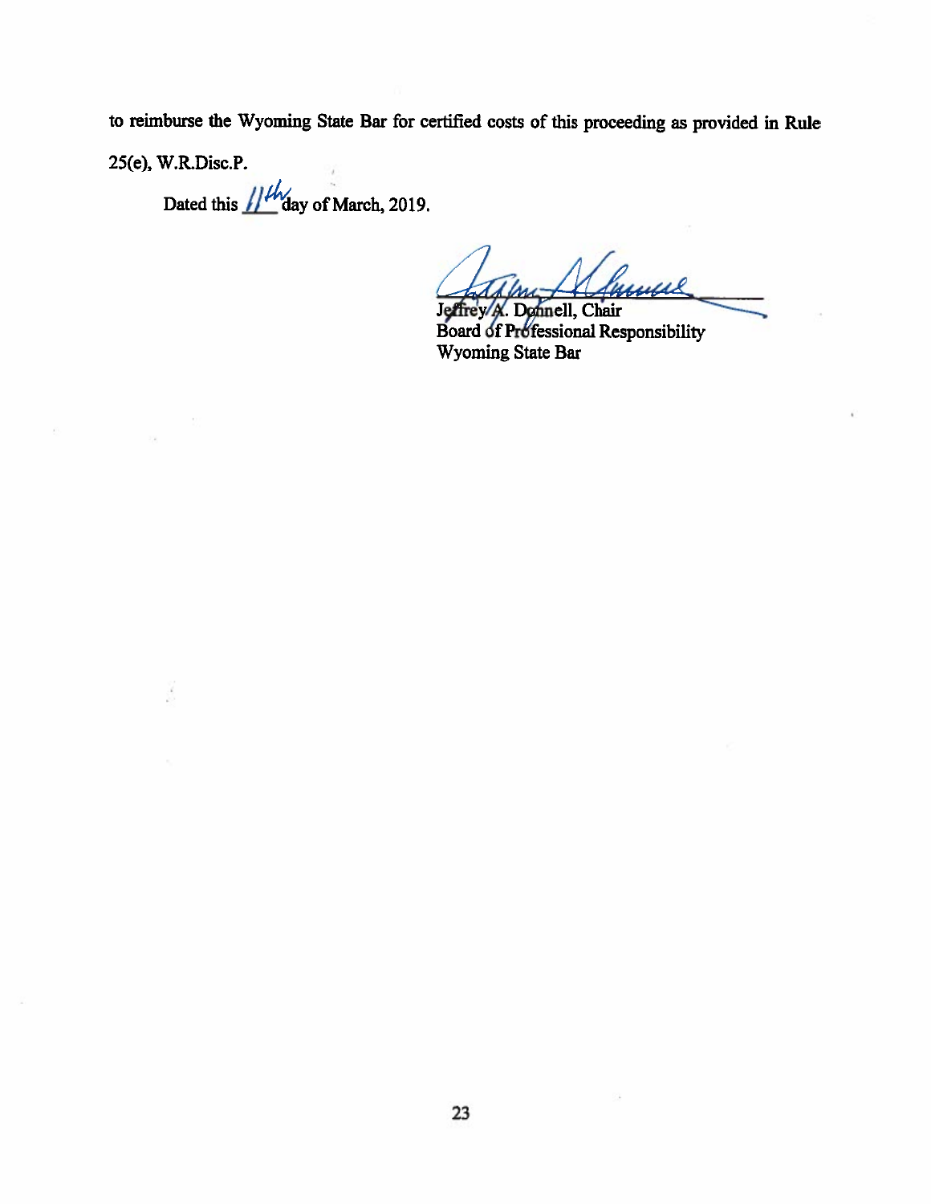to reimburse the Wyoming State Bar for certified costs of this proceeding as provided in Rule 25(e), W.R.Disc.P.

Dated this 11th day of March, 2019.

Jeffrey A. Donnell, Chair
Board of Professional Responsibility
Wyoming State Bar